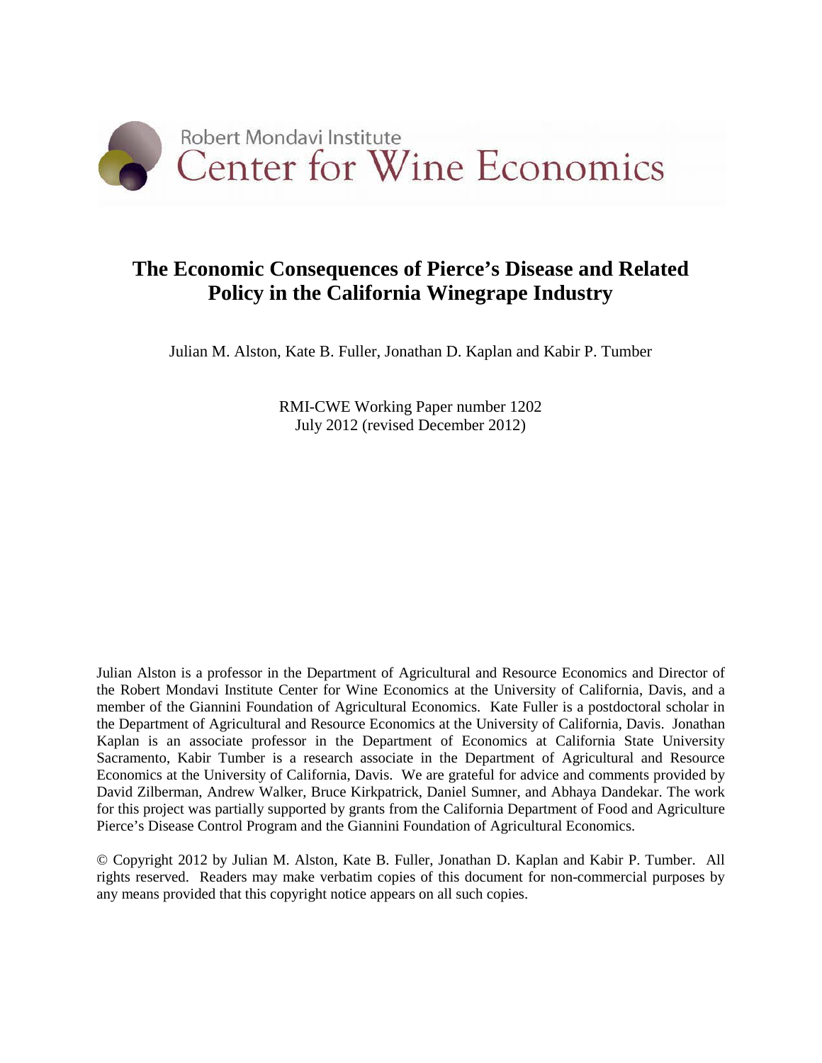Robert Mondavi Institute
Center for Wine Economics

# The Economic Consequences of Pierce's Disease and Related Policy in the California Winegrape Industry

Julian M. Alston, Kate B. Fuller, Jonathan D. Kaplan and Kabir P. Tumber

RMI-CWE Working Paper number 1202
July 2012 (revised December 2012)

Julian Alston is a professor in the Department of Agricultural and Resource Economics and Director of the Robert Mondavi Institute Center for Wine Economics at the University of California, Davis, and a member of the Giannini Foundation of Agricultural Economics. Kate Fuller is a postdoctoral scholar in the Department of Agricultural and Resource Economics at the University of California, Davis. Jonathan Kaplan is an associate professor in the Department of Economics at California State University Sacramento, Kabir Tumber is a research associate in the Department of Agricultural and Resource Economics at the University of California, Davis. We are grateful for advice and comments provided by David Zilberman, Andrew Walker, Bruce Kirkpatrick, Daniel Sumner, and Abhaya Dandekar. The work for this project was partially supported by grants from the California Department of Food and Agriculture Pierce's Disease Control Program and the Giannini Foundation of Agricultural Economics.

© Copyright 2012 by Julian M. Alston, Kate B. Fuller, Jonathan D. Kaplan and Kabir P. Tumber. All rights reserved. Readers may make verbatim copies of this document for non-commercial purposes by any means provided that this copyright notice appears on all such copies.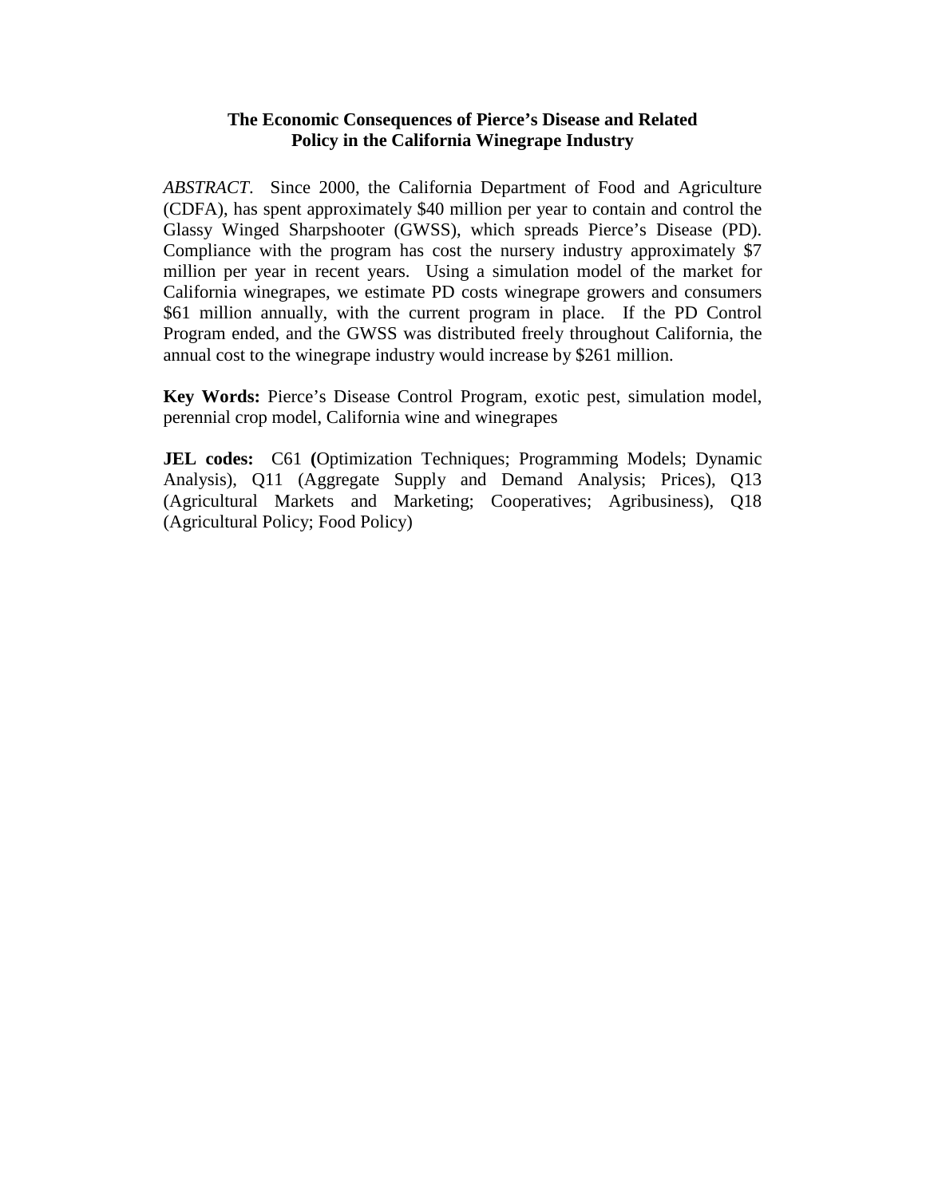**The Economic Consequences of Pierce's Disease and Related Policy in the California Winegrape Industry**

*ABSTRACT*. Since 2000, the California Department of Food and Agriculture (CDFA), has spent approximately $40 million per year to contain and control the Glassy Winged Sharpshooter (GWSS), which spreads Pierce's Disease (PD). Compliance with the program has cost the nursery industry approximately $7 million per year in recent years. Using a simulation model of the market for California winegrapes, we estimate PD costs winegrape growers and consumers $61 million annually, with the current program in place. If the PD Control Program ended, and the GWSS was distributed freely throughout California, the annual cost to the winegrape industry would increase by $261 million.

**Key Words:** Pierce's Disease Control Program, exotic pest, simulation model, perennial crop model, California wine and winegrapes

**JEL codes:** C61 **(**Optimization Techniques; Programming Models; Dynamic Analysis), Q11 (Aggregate Supply and Demand Analysis; Prices), Q13 (Agricultural Markets and Marketing; Cooperatives; Agribusiness), Q18 (Agricultural Policy; Food Policy)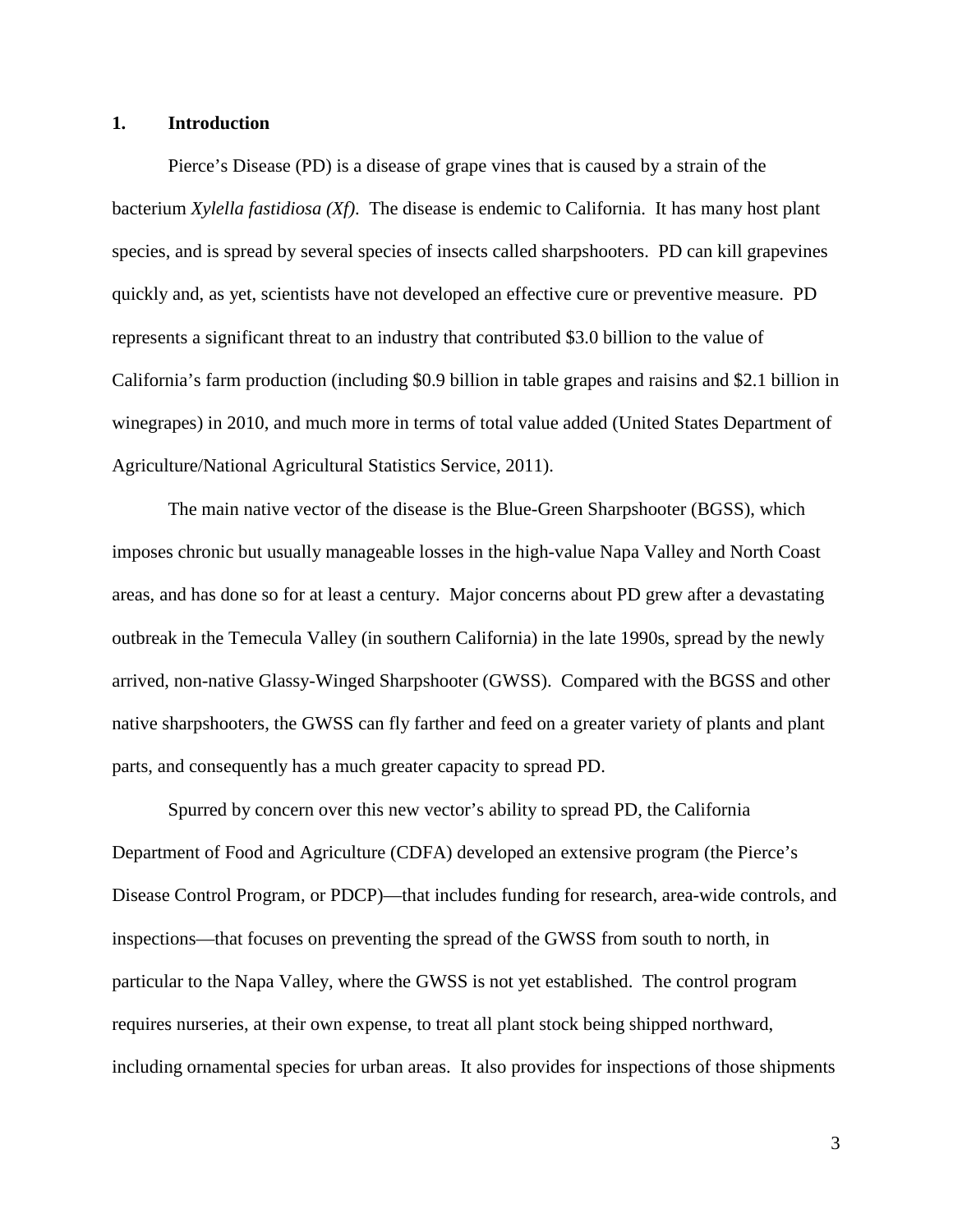## 1. Introduction

Pierce's Disease (PD) is a disease of grape vines that is caused by a strain of the bacterium *Xylella fastidiosa (Xf)*. The disease is endemic to California. It has many host plant species, and is spread by several species of insects called sharpshooters. PD can kill grapevines quickly and, as yet, scientists have not developed an effective cure or preventive measure. PD represents a significant threat to an industry that contributed \$3.0 billion to the value of California's farm production (including \$0.9 billion in table grapes and raisins and \$2.1 billion in winegrapes) in 2010, and much more in terms of total value added (United States Department of Agriculture/National Agricultural Statistics Service, 2011).

The main native vector of the disease is the Blue-Green Sharpshooter (BGSS), which imposes chronic but usually manageable losses in the high-value Napa Valley and North Coast areas, and has done so for at least a century. Major concerns about PD grew after a devastating outbreak in the Temecula Valley (in southern California) in the late 1990s, spread by the newly arrived, non-native Glassy-Winged Sharpshooter (GWSS). Compared with the BGSS and other native sharpshooters, the GWSS can fly farther and feed on a greater variety of plants and plant parts, and consequently has a much greater capacity to spread PD.

Spurred by concern over this new vector's ability to spread PD, the California Department of Food and Agriculture (CDFA) developed an extensive program (the Pierce's Disease Control Program, or PDCP)—that includes funding for research, area-wide controls, and inspections—that focuses on preventing the spread of the GWSS from south to north, in particular to the Napa Valley, where the GWSS is not yet established. The control program requires nurseries, at their own expense, to treat all plant stock being shipped northward, including ornamental species for urban areas. It also provides for inspections of those shipments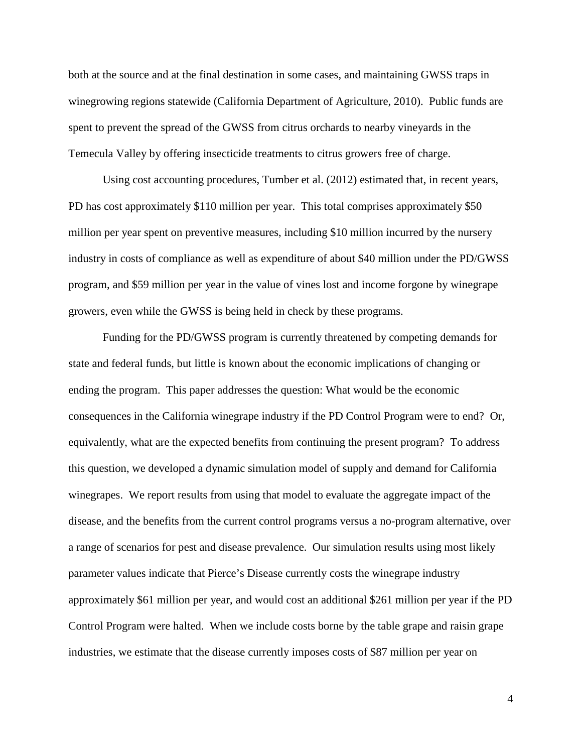both at the source and at the final destination in some cases, and maintaining GWSS traps in winegrowing regions statewide (California Department of Agriculture, 2010). Public funds are spent to prevent the spread of the GWSS from citrus orchards to nearby vineyards in the Temecula Valley by offering insecticide treatments to citrus growers free of charge.

Using cost accounting procedures, Tumber et al. (2012) estimated that, in recent years, PD has cost approximately $110 million per year. This total comprises approximately $50 million per year spent on preventive measures, including $10 million incurred by the nursery industry in costs of compliance as well as expenditure of about $40 million under the PD/GWSS program, and $59 million per year in the value of vines lost and income forgone by winegrape growers, even while the GWSS is being held in check by these programs.

Funding for the PD/GWSS program is currently threatened by competing demands for state and federal funds, but little is known about the economic implications of changing or ending the program. This paper addresses the question: What would be the economic consequences in the California winegrape industry if the PD Control Program were to end? Or, equivalently, what are the expected benefits from continuing the present program? To address this question, we developed a dynamic simulation model of supply and demand for California winegrapes. We report results from using that model to evaluate the aggregate impact of the disease, and the benefits from the current control programs versus a no-program alternative, over a range of scenarios for pest and disease prevalence. Our simulation results using most likely parameter values indicate that Pierce's Disease currently costs the winegrape industry approximately $61 million per year, and would cost an additional $261 million per year if the PD Control Program were halted. When we include costs borne by the table grape and raisin grape industries, we estimate that the disease currently imposes costs of $87 million per year on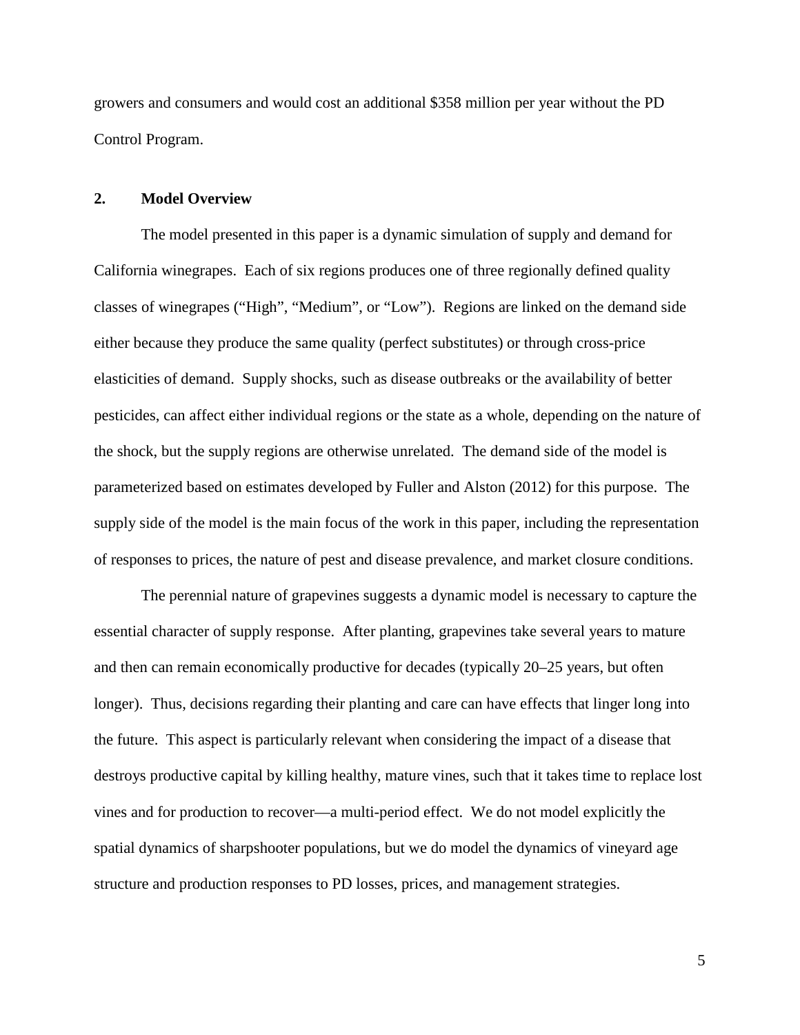growers and consumers and would cost an additional $358 million per year without the PD Control Program.

## 2. Model Overview

The model presented in this paper is a dynamic simulation of supply and demand for California winegrapes. Each of six regions produces one of three regionally defined quality classes of winegrapes ("High", "Medium", or "Low"). Regions are linked on the demand side either because they produce the same quality (perfect substitutes) or through cross-price elasticities of demand. Supply shocks, such as disease outbreaks or the availability of better pesticides, can affect either individual regions or the state as a whole, depending on the nature of the shock, but the supply regions are otherwise unrelated. The demand side of the model is parameterized based on estimates developed by Fuller and Alston (2012) for this purpose. The supply side of the model is the main focus of the work in this paper, including the representation of responses to prices, the nature of pest and disease prevalence, and market closure conditions.

The perennial nature of grapevines suggests a dynamic model is necessary to capture the essential character of supply response. After planting, grapevines take several years to mature and then can remain economically productive for decades (typically 20–25 years, but often longer). Thus, decisions regarding their planting and care can have effects that linger long into the future. This aspect is particularly relevant when considering the impact of a disease that destroys productive capital by killing healthy, mature vines, such that it takes time to replace lost vines and for production to recover—a multi-period effect. We do not model explicitly the spatial dynamics of sharpshooter populations, but we do model the dynamics of vineyard age structure and production responses to PD losses, prices, and management strategies.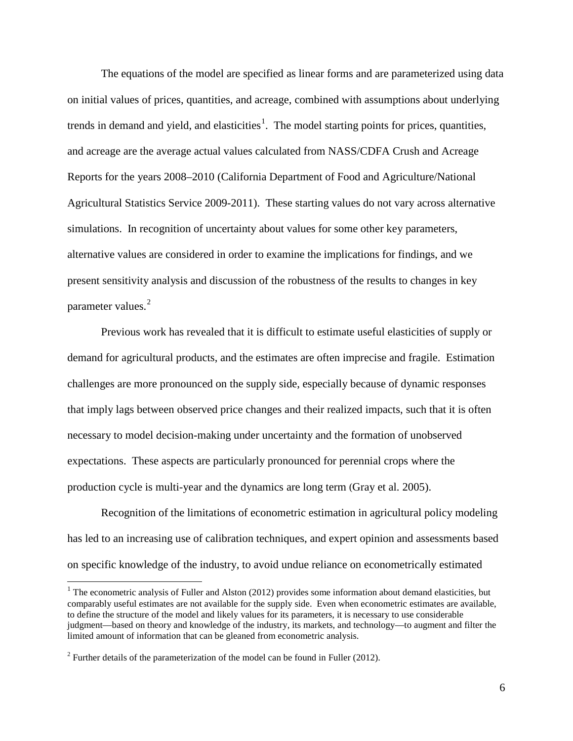The equations of the model are specified as linear forms and are parameterized using data on initial values of prices, quantities, and acreage, combined with assumptions about underlying trends in demand and yield, and elasticities[1]. The model starting points for prices, quantities, and acreage are the average actual values calculated from NASS/CDFA Crush and Acreage Reports for the years 2008–2010 (California Department of Food and Agriculture/National Agricultural Statistics Service 2009-2011). These starting values do not vary across alternative simulations. In recognition of uncertainty about values for some other key parameters, alternative values are considered in order to examine the implications for findings, and we present sensitivity analysis and discussion of the robustness of the results to changes in key parameter values.[2]

Previous work has revealed that it is difficult to estimate useful elasticities of supply or demand for agricultural products, and the estimates are often imprecise and fragile. Estimation challenges are more pronounced on the supply side, especially because of dynamic responses that imply lags between observed price changes and their realized impacts, such that it is often necessary to model decision-making under uncertainty and the formation of unobserved expectations. These aspects are particularly pronounced for perennial crops where the production cycle is multi-year and the dynamics are long term (Gray et al. 2005).

Recognition of the limitations of econometric estimation in agricultural policy modeling has led to an increasing use of calibration techniques, and expert opinion and assessments based on specific knowledge of the industry, to avoid undue reliance on econometrically estimated

[1] The econometric analysis of Fuller and Alston (2012) provides some information about demand elasticities, but comparably useful estimates are not available for the supply side. Even when econometric estimates are available, to define the structure of the model and likely values for its parameters, it is necessary to use considerable judgment—based on theory and knowledge of the industry, its markets, and technology—to augment and filter the limited amount of information that can be gleaned from econometric analysis.

[2] Further details of the parameterization of the model can be found in Fuller (2012).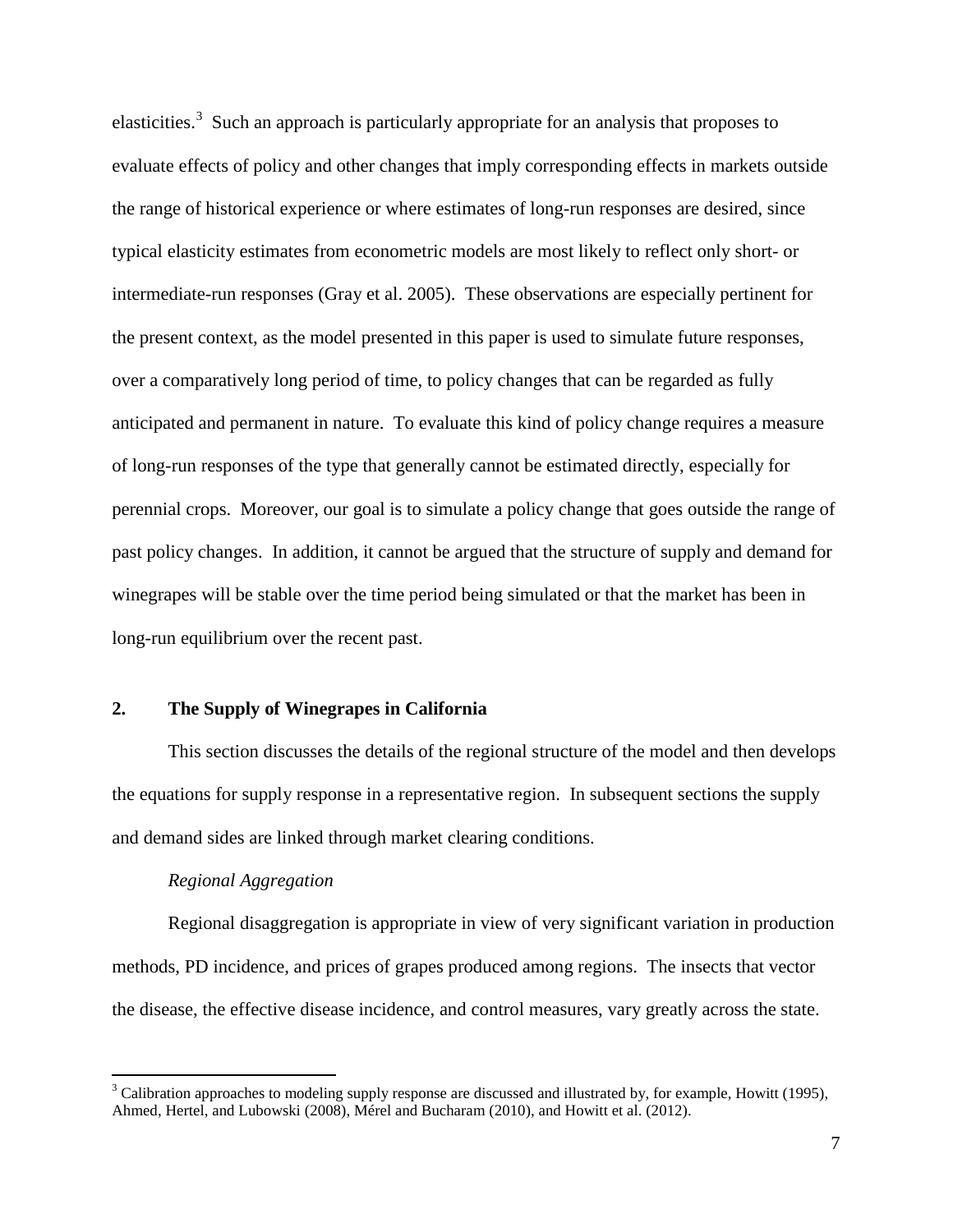elasticities.[3] Such an approach is particularly appropriate for an analysis that proposes to evaluate effects of policy and other changes that imply corresponding effects in markets outside the range of historical experience or where estimates of long-run responses are desired, since typical elasticity estimates from econometric models are most likely to reflect only short- or intermediate-run responses (Gray et al. 2005). These observations are especially pertinent for the present context, as the model presented in this paper is used to simulate future responses, over a comparatively long period of time, to policy changes that can be regarded as fully anticipated and permanent in nature. To evaluate this kind of policy change requires a measure of long-run responses of the type that generally cannot be estimated directly, especially for perennial crops. Moreover, our goal is to simulate a policy change that goes outside the range of past policy changes. In addition, it cannot be argued that the structure of supply and demand for winegrapes will be stable over the time period being simulated or that the market has been in long-run equilibrium over the recent past.

## 2. The Supply of Winegrapes in California

This section discusses the details of the regional structure of the model and then develops the equations for supply response in a representative region. In subsequent sections the supply and demand sides are linked through market clearing conditions.

*Regional Aggregation*

Regional disaggregation is appropriate in view of very significant variation in production methods, PD incidence, and prices of grapes produced among regions. The insects that vector the disease, the effective disease incidence, and control measures, vary greatly across the state.

[3] Calibration approaches to modeling supply response are discussed and illustrated by, for example, Howitt (1995), Ahmed, Hertel, and Lubowski (2008), Mérel and Bucharam (2010), and Howitt et al. (2012).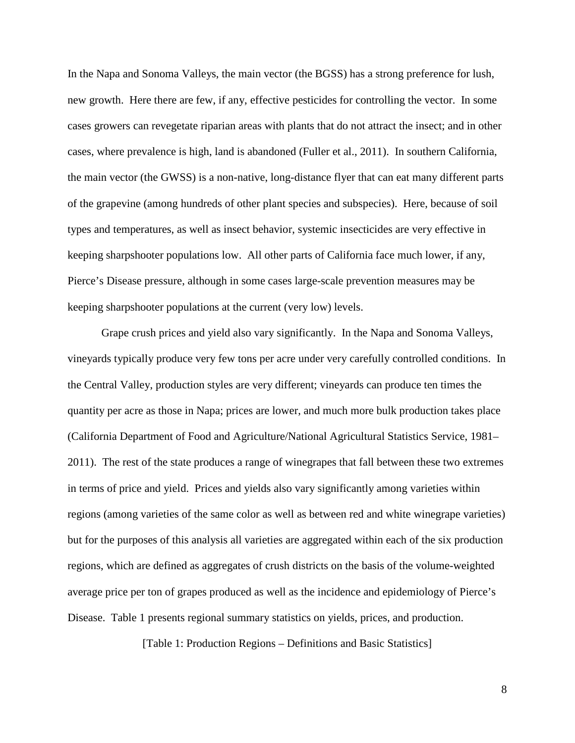In the Napa and Sonoma Valleys, the main vector (the BGSS) has a strong preference for lush, new growth. Here there are few, if any, effective pesticides for controlling the vector. In some cases growers can revegetate riparian areas with plants that do not attract the insect; and in other cases, where prevalence is high, land is abandoned (Fuller et al., 2011). In southern California, the main vector (the GWSS) is a non-native, long-distance flyer that can eat many different parts of the grapevine (among hundreds of other plant species and subspecies). Here, because of soil types and temperatures, as well as insect behavior, systemic insecticides are very effective in keeping sharpshooter populations low. All other parts of California face much lower, if any, Pierce's Disease pressure, although in some cases large-scale prevention measures may be keeping sharpshooter populations at the current (very low) levels.

Grape crush prices and yield also vary significantly. In the Napa and Sonoma Valleys, vineyards typically produce very few tons per acre under very carefully controlled conditions. In the Central Valley, production styles are very different; vineyards can produce ten times the quantity per acre as those in Napa; prices are lower, and much more bulk production takes place (California Department of Food and Agriculture/National Agricultural Statistics Service, 1981–2011). The rest of the state produces a range of winegrapes that fall between these two extremes in terms of price and yield. Prices and yields also vary significantly among varieties within regions (among varieties of the same color as well as between red and white winegrape varieties) but for the purposes of this analysis all varieties are aggregated within each of the six production regions, which are defined as aggregates of crush districts on the basis of the volume-weighted average price per ton of grapes produced as well as the incidence and epidemiology of Pierce's Disease. Table 1 presents regional summary statistics on yields, prices, and production.

[Table 1: Production Regions – Definitions and Basic Statistics]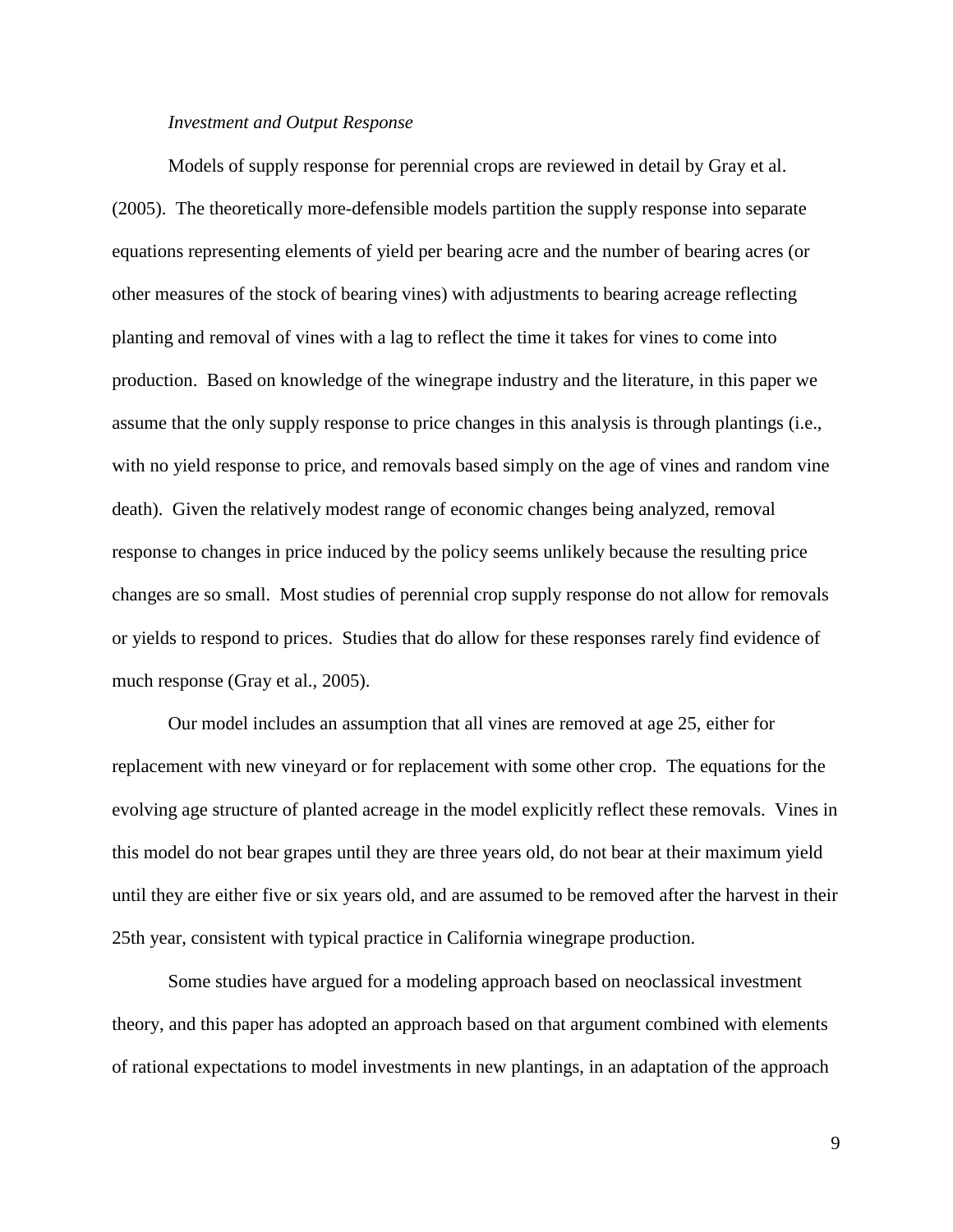*Investment and Output Response*

Models of supply response for perennial crops are reviewed in detail by Gray et al. (2005). The theoretically more-defensible models partition the supply response into separate equations representing elements of yield per bearing acre and the number of bearing acres (or other measures of the stock of bearing vines) with adjustments to bearing acreage reflecting planting and removal of vines with a lag to reflect the time it takes for vines to come into production. Based on knowledge of the winegrape industry and the literature, in this paper we assume that the only supply response to price changes in this analysis is through plantings (i.e., with no yield response to price, and removals based simply on the age of vines and random vine death). Given the relatively modest range of economic changes being analyzed, removal response to changes in price induced by the policy seems unlikely because the resulting price changes are so small. Most studies of perennial crop supply response do not allow for removals or yields to respond to prices. Studies that do allow for these responses rarely find evidence of much response (Gray et al., 2005).

Our model includes an assumption that all vines are removed at age 25, either for replacement with new vineyard or for replacement with some other crop. The equations for the evolving age structure of planted acreage in the model explicitly reflect these removals. Vines in this model do not bear grapes until they are three years old, do not bear at their maximum yield until they are either five or six years old, and are assumed to be removed after the harvest in their 25th year, consistent with typical practice in California winegrape production.

Some studies have argued for a modeling approach based on neoclassical investment theory, and this paper has adopted an approach based on that argument combined with elements of rational expectations to model investments in new plantings, in an adaptation of the approach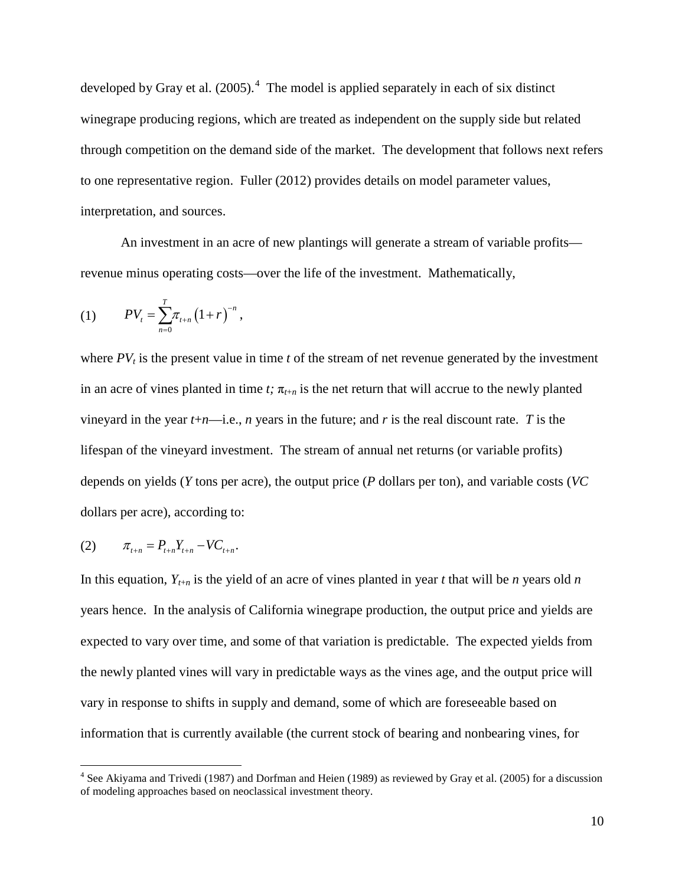developed by Gray et al. (2005).[4] The model is applied separately in each of six distinct winegrape producing regions, which are treated as independent on the supply side but related through competition on the demand side of the market. The development that follows next refers to one representative region. Fuller (2012) provides details on model parameter values, interpretation, and sources.

An investment in an acre of new plantings will generate a stream of variable profits—revenue minus operating costs—over the life of the investment. Mathematically,

$$(1) \qquad PV_t = \sum_{n=0}^{T} \pi_{t+n} \left(1+r\right)^{-n},$$

where $PV_t$ is the present value in time $t$ of the stream of net revenue generated by the investment in an acre of vines planted in time $t$; $\pi_{t+n}$ is the net return that will accrue to the newly planted vineyard in the year $t+n$—i.e., $n$ years in the future; and $r$ is the real discount rate. $T$ is the lifespan of the vineyard investment. The stream of annual net returns (or variable profits) depends on yields ($Y$ tons per acre), the output price ($P$ dollars per ton), and variable costs ($VC$ dollars per acre), according to:

$$(2) \qquad \pi_{t+n} = P_{t+n} Y_{t+n} - VC_{t+n}.$$

In this equation, $Y_{t+n}$ is the yield of an acre of vines planted in year $t$ that will be $n$ years old $n$ years hence. In the analysis of California winegrape production, the output price and yields are expected to vary over time, and some of that variation is predictable. The expected yields from the newly planted vines will vary in predictable ways as the vines age, and the output price will vary in response to shifts in supply and demand, some of which are foreseeable based on information that is currently available (the current stock of bearing and nonbearing vines, for

[4] See Akiyama and Trivedi (1987) and Dorfman and Heien (1989) as reviewed by Gray et al. (2005) for a discussion of modeling approaches based on neoclassical investment theory.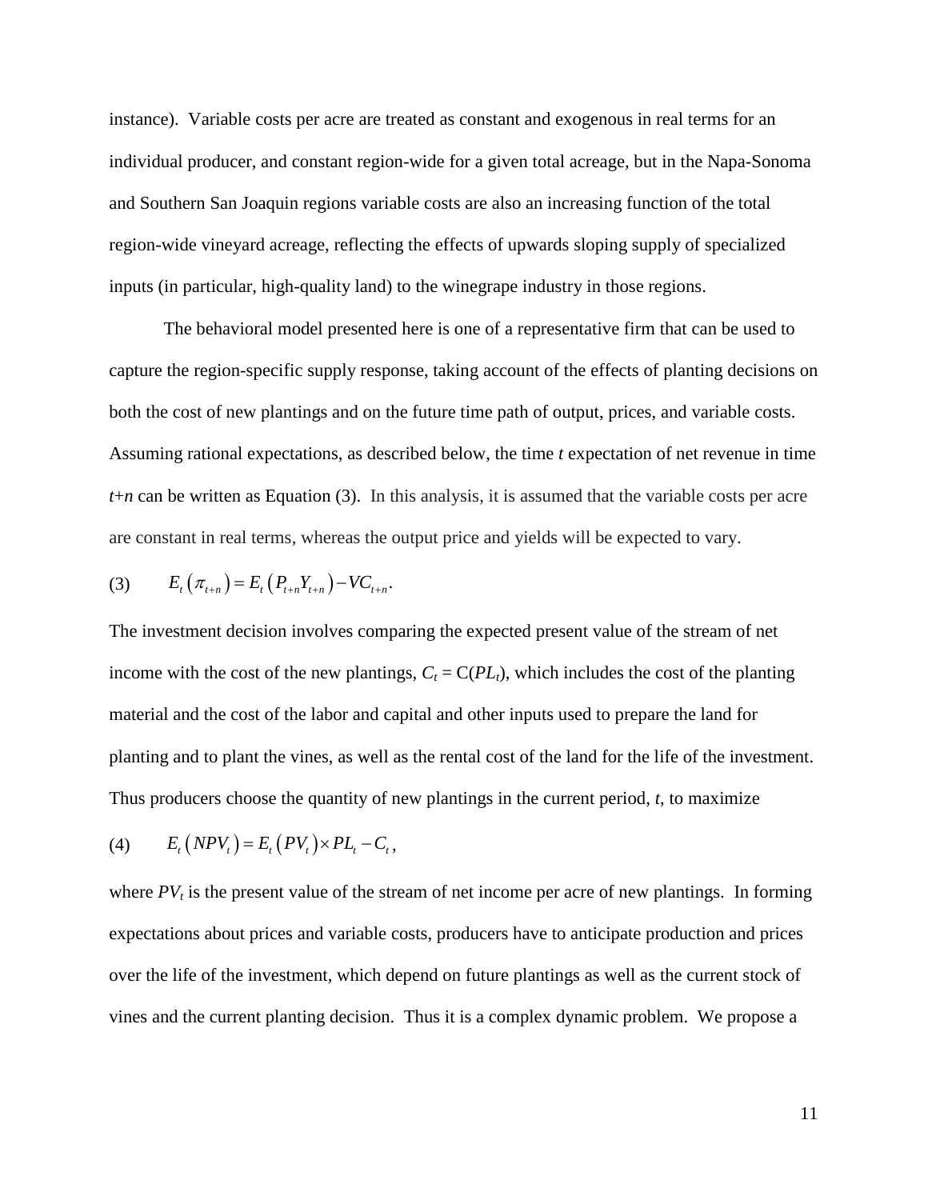instance). Variable costs per acre are treated as constant and exogenous in real terms for an individual producer, and constant region-wide for a given total acreage, but in the Napa-Sonoma and Southern San Joaquin regions variable costs are also an increasing function of the total region-wide vineyard acreage, reflecting the effects of upwards sloping supply of specialized inputs (in particular, high-quality land) to the winegrape industry in those regions.

The behavioral model presented here is one of a representative firm that can be used to capture the region-specific supply response, taking account of the effects of planting decisions on both the cost of new plantings and on the future time path of output, prices, and variable costs. Assuming rational expectations, as described below, the time *t* expectation of net revenue in time *t*+*n* can be written as Equation (3). In this analysis, it is assumed that the variable costs per acre are constant in real terms, whereas the output price and yields will be expected to vary.

$$(3) \qquad E_t\left(\pi_{t+n}\right) = E_t\left(P_{t+n}Y_{t+n}\right) - VC_{t+n}.$$

The investment decision involves comparing the expected present value of the stream of net income with the cost of the new plantings, $C_t = \mathrm{C}(PL_t)$, which includes the cost of the planting material and the cost of the labor and capital and other inputs used to prepare the land for planting and to plant the vines, as well as the rental cost of the land for the life of the investment. Thus producers choose the quantity of new plantings in the current period, *t*, to maximize

$$(4) \qquad E_t\left(NPV_t\right) = E_t\left(PV_t\right) \times PL_t - C_t,$$

where $PV_t$ is the present value of the stream of net income per acre of new plantings. In forming expectations about prices and variable costs, producers have to anticipate production and prices over the life of the investment, which depend on future plantings as well as the current stock of vines and the current planting decision. Thus it is a complex dynamic problem. We propose a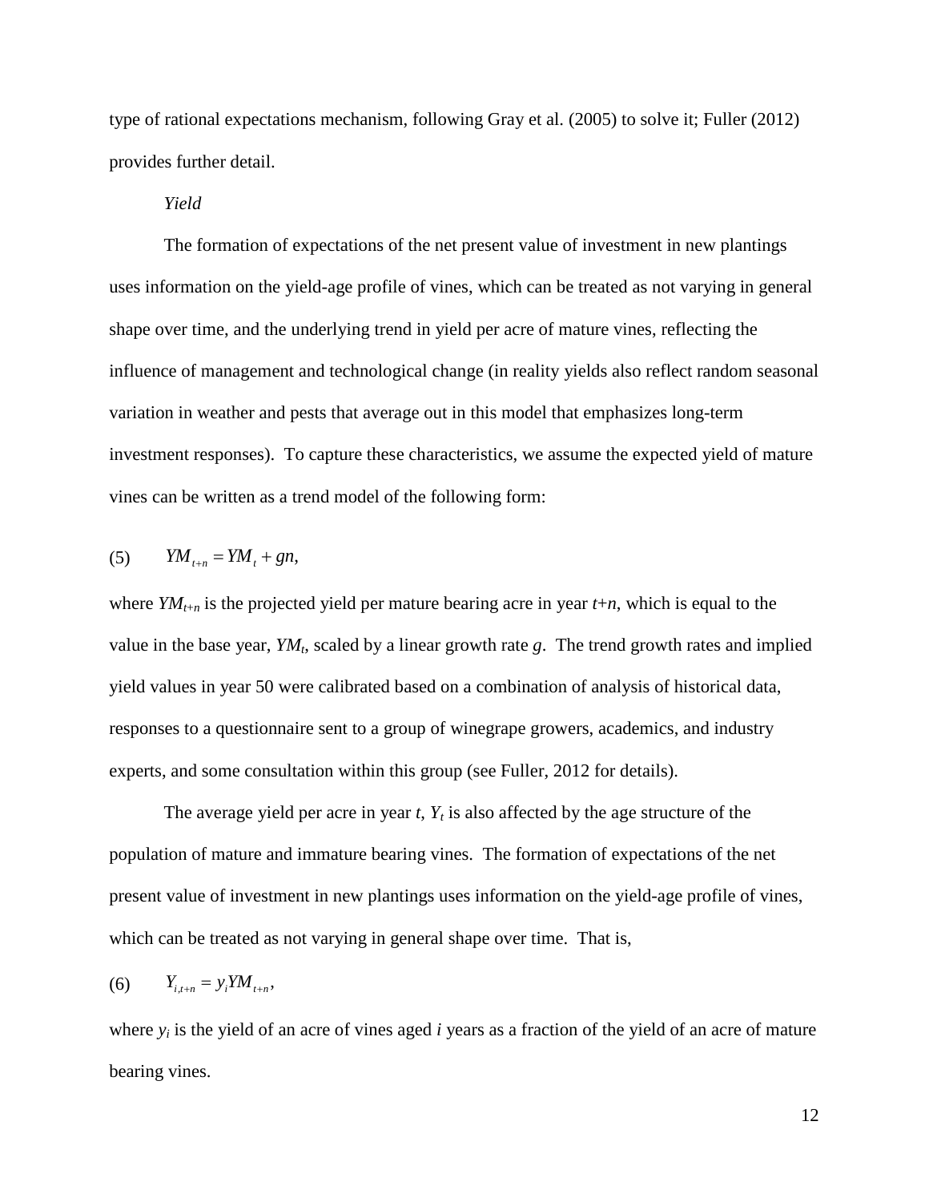type of rational expectations mechanism, following Gray et al. (2005) to solve it; Fuller (2012) provides further detail.

*Yield*

The formation of expectations of the net present value of investment in new plantings uses information on the yield-age profile of vines, which can be treated as not varying in general shape over time, and the underlying trend in yield per acre of mature vines, reflecting the influence of management and technological change (in reality yields also reflect random seasonal variation in weather and pests that average out in this model that emphasizes long-term investment responses). To capture these characteristics, we assume the expected yield of mature vines can be written as a trend model of the following form:

$$(5) \qquad YM_{t+n} = YM_t + gn,$$

where $YM_{t+n}$ is the projected yield per mature bearing acre in year $t+n$, which is equal to the value in the base year, $YM_t$, scaled by a linear growth rate $g$. The trend growth rates and implied yield values in year 50 were calibrated based on a combination of analysis of historical data, responses to a questionnaire sent to a group of winegrape growers, academics, and industry experts, and some consultation within this group (see Fuller, 2012 for details).

The average yield per acre in year $t$, $Y_t$ is also affected by the age structure of the population of mature and immature bearing vines. The formation of expectations of the net present value of investment in new plantings uses information on the yield-age profile of vines, which can be treated as not varying in general shape over time. That is,

$$(6) \qquad Y_{i,t+n} = y_i YM_{t+n},$$

where $y_i$ is the yield of an acre of vines aged $i$ years as a fraction of the yield of an acre of mature bearing vines.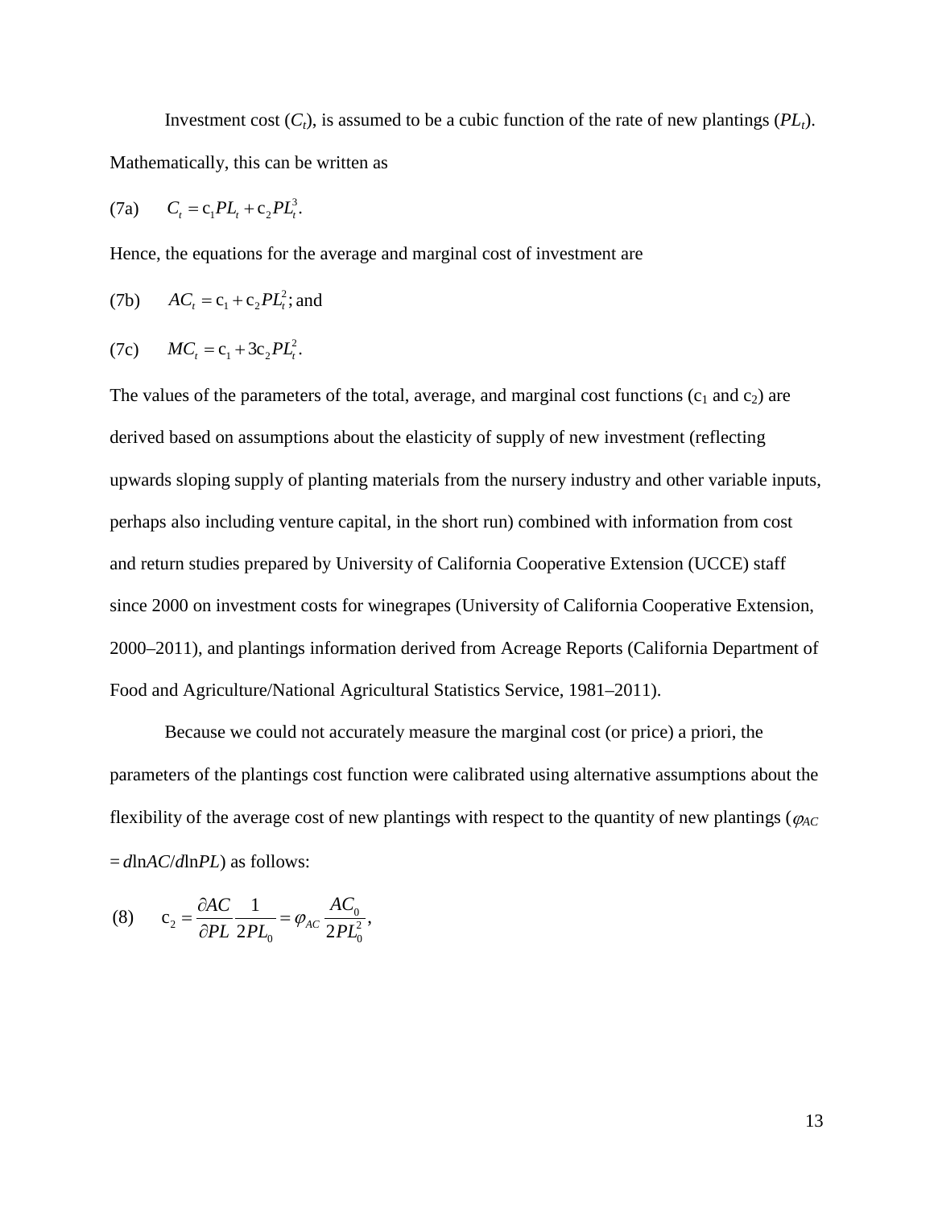Investment cost ($C_t$), is assumed to be a cubic function of the rate of new plantings ($PL_t$). Mathematically, this can be written as

$$\text{(7a)} \qquad C_t = c_1 PL_t + c_2 PL_t^3.$$

Hence, the equations for the average and marginal cost of investment are

$$\text{(7b)} \qquad AC_t = c_1 + c_2 PL_t^2; \text{ and}$$

$$\text{(7c)} \qquad MC_t = c_1 + 3c_2 PL_t^2.$$

The values of the parameters of the total, average, and marginal cost functions ($c_1$ and $c_2$) are derived based on assumptions about the elasticity of supply of new investment (reflecting upwards sloping supply of planting materials from the nursery industry and other variable inputs, perhaps also including venture capital, in the short run) combined with information from cost and return studies prepared by University of California Cooperative Extension (UCCE) staff since 2000 on investment costs for winegrapes (University of California Cooperative Extension, 2000–2011), and plantings information derived from Acreage Reports (California Department of Food and Agriculture/National Agricultural Statistics Service, 1981–2011).

Because we could not accurately measure the marginal cost (or price) a priori, the parameters of the plantings cost function were calibrated using alternative assumptions about the flexibility of the average cost of new plantings with respect to the quantity of new plantings ($\varphi_{AC} = d\ln AC/d\ln PL$) as follows:

$$\text{(8)} \qquad c_2 = \frac{\partial AC}{\partial PL}\frac{1}{2PL_0} = \varphi_{AC}\frac{AC_0}{2PL_0^2},$$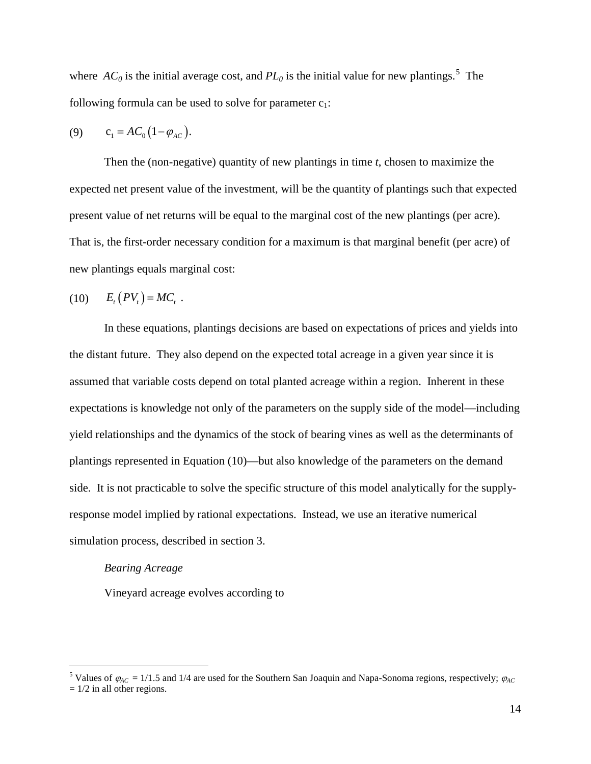where $AC_0$ is the initial average cost, and $PL_0$ is the initial value for new plantings.[5] The following formula can be used to solve for parameter $c_1$:

$$(9) \qquad c_1 = AC_0 \left(1 - \varphi_{AC}\right).$$

Then the (non-negative) quantity of new plantings in time *t*, chosen to maximize the expected net present value of the investment, will be the quantity of plantings such that expected present value of net returns will be equal to the marginal cost of the new plantings (per acre). That is, the first-order necessary condition for a maximum is that marginal benefit (per acre) of new plantings equals marginal cost:

$$(10) \qquad E_t\left(PV_t\right) = MC_t \ .$$

In these equations, plantings decisions are based on expectations of prices and yields into the distant future. They also depend on the expected total acreage in a given year since it is assumed that variable costs depend on total planted acreage within a region. Inherent in these expectations is knowledge not only of the parameters on the supply side of the model—including yield relationships and the dynamics of the stock of bearing vines as well as the determinants of plantings represented in Equation (10)—but also knowledge of the parameters on the demand side. It is not practicable to solve the specific structure of this model analytically for the supply-response model implied by rational expectations. Instead, we use an iterative numerical simulation process, described in section 3.

*Bearing Acreage*

Vineyard acreage evolves according to

[5] Values of $\varphi_{AC}$ = 1/1.5 and 1/4 are used for the Southern San Joaquin and Napa-Sonoma regions, respectively; $\varphi_{AC}$ = 1/2 in all other regions.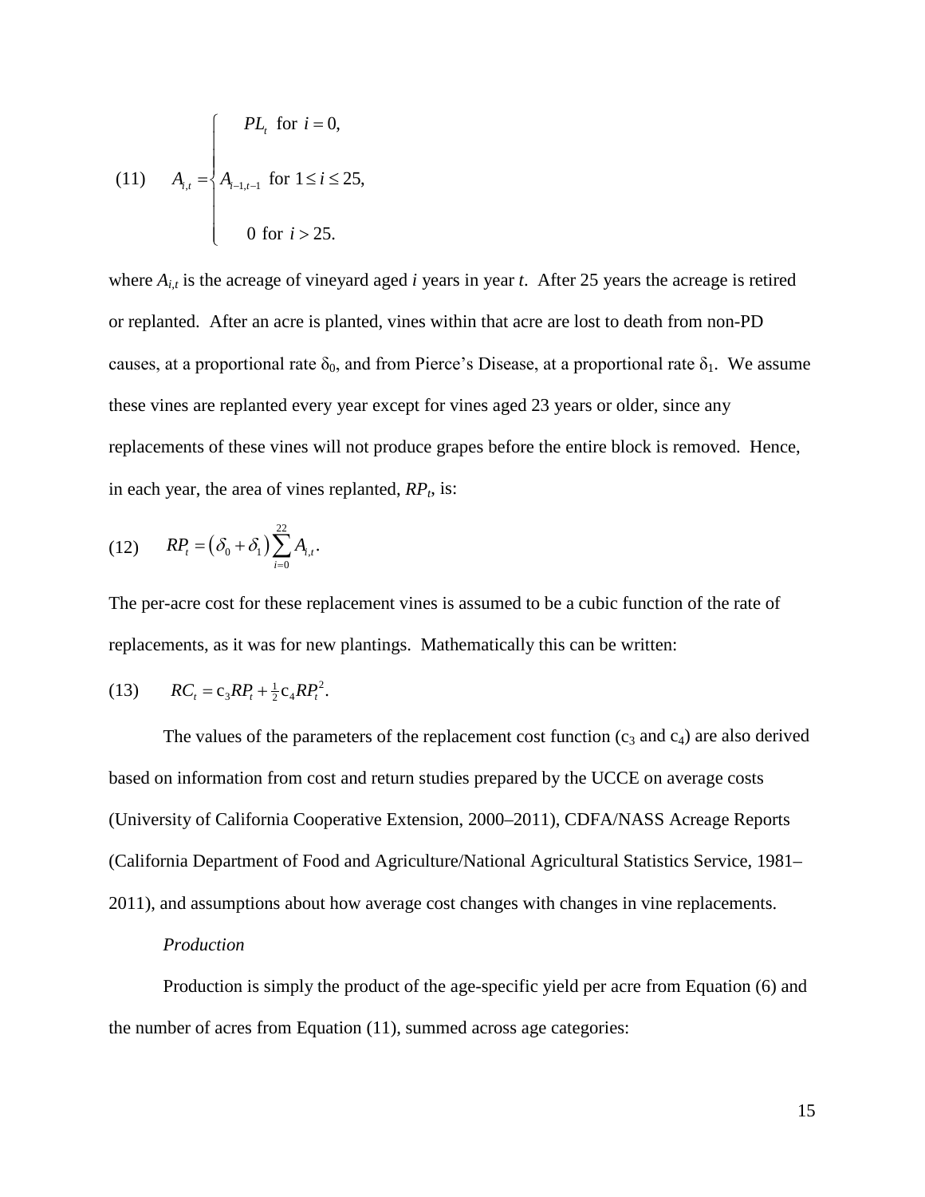$$
(11) \qquad A_{i,t} = \begin{cases} PL_t \text{ for } i = 0, \\ A_{i-1,t-1} \text{ for } 1 \le i \le 25, \\ 0 \text{ for } i > 25. \end{cases}
$$

where $A_{i,t}$ is the acreage of vineyard aged $i$ years in year $t$. After 25 years the acreage is retired or replanted. After an acre is planted, vines within that acre are lost to death from non-PD causes, at a proportional rate $\delta_0$, and from Pierce's Disease, at a proportional rate $\delta_1$. We assume these vines are replanted every year except for vines aged 23 years or older, since any replacements of these vines will not produce grapes before the entire block is removed. Hence, in each year, the area of vines replanted, $RP_t$, is:

$$
(12) \qquad RP_t = \left(\delta_0 + \delta_1\right) \sum_{i=0}^{22} A_{i,t}.
$$

The per-acre cost for these replacement vines is assumed to be a cubic function of the rate of replacements, as it was for new plantings. Mathematically this can be written:

$$
(13) \qquad RC_t = c_3 RP_t + \tfrac{1}{2} c_4 RP_t^2.
$$

The values of the parameters of the replacement cost function ($c_3$ and $c_4$) are also derived based on information from cost and return studies prepared by the UCCE on average costs (University of California Cooperative Extension, 2000–2011), CDFA/NASS Acreage Reports (California Department of Food and Agriculture/National Agricultural Statistics Service, 1981–2011), and assumptions about how average cost changes with changes in vine replacements.

*Production*

Production is simply the product of the age-specific yield per acre from Equation (6) and the number of acres from Equation (11), summed across age categories: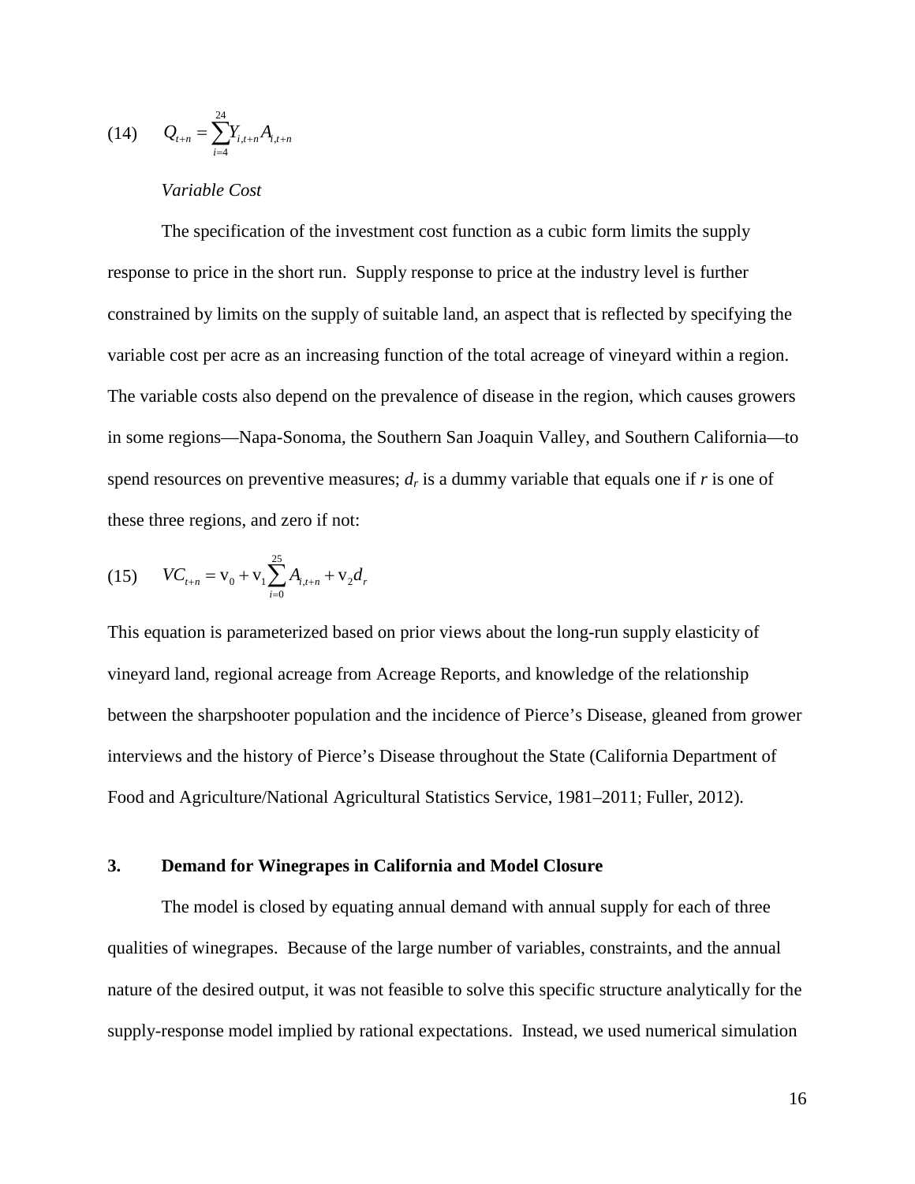$$(14) \quad Q_{t+n} = \sum_{i=4}^{24} Y_{i,t+n} A_{i,t+n}$$

*Variable Cost*

The specification of the investment cost function as a cubic form limits the supply response to price in the short run. Supply response to price at the industry level is further constrained by limits on the supply of suitable land, an aspect that is reflected by specifying the variable cost per acre as an increasing function of the total acreage of vineyard within a region. The variable costs also depend on the prevalence of disease in the region, which causes growers in some regions—Napa-Sonoma, the Southern San Joaquin Valley, and Southern California—to spend resources on preventive measures; $d_r$ is a dummy variable that equals one if $r$ is one of these three regions, and zero if not:

$$(15) \quad VC_{t+n} = \text{v}_0 + \text{v}_1 \sum_{i=0}^{25} A_{i,t+n} + \text{v}_2 d_r$$

This equation is parameterized based on prior views about the long-run supply elasticity of vineyard land, regional acreage from Acreage Reports, and knowledge of the relationship between the sharpshooter population and the incidence of Pierce's Disease, gleaned from grower interviews and the history of Pierce's Disease throughout the State (California Department of Food and Agriculture/National Agricultural Statistics Service, 1981–2011; Fuller, 2012).

## 3. Demand for Winegrapes in California and Model Closure

The model is closed by equating annual demand with annual supply for each of three qualities of winegrapes. Because of the large number of variables, constraints, and the annual nature of the desired output, it was not feasible to solve this specific structure analytically for the supply-response model implied by rational expectations. Instead, we used numerical simulation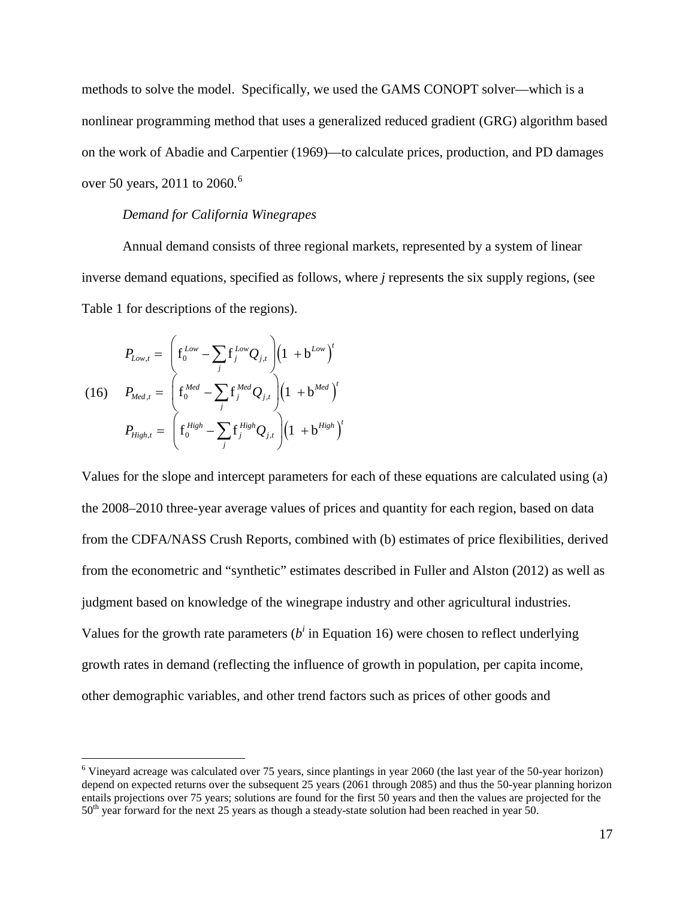methods to solve the model. Specifically, we used the GAMS CONOPT solver—which is a nonlinear programming method that uses a generalized reduced gradient (GRG) algorithm based on the work of Abadie and Carpentier (1969)—to calculate prices, production, and PD damages over 50 years, 2011 to 2060.[6]

*Demand for California Winegrapes*

Annual demand consists of three regional markets, represented by a system of linear inverse demand equations, specified as follows, where *j* represents the six supply regions, (see Table 1 for descriptions of the regions).

$$
\begin{aligned}
P_{Low,t} &= \left( f_0^{Low} - \sum_j f_j^{Low} Q_{j,t} \right) \left(1 + b^{Low}\right)^t \\
P_{Med,t} &= \left( f_0^{Med} - \sum_j f_j^{Med} Q_{j,t} \right) \left(1 + b^{Med}\right)^t \\
P_{High,t} &= \left( f_0^{High} - \sum_j f_j^{High} Q_{j,t} \right) \left(1 + b^{High}\right)^t
\end{aligned}
\tag{16}
$$

Values for the slope and intercept parameters for each of these equations are calculated using (a) the 2008–2010 three-year average values of prices and quantity for each region, based on data from the CDFA/NASS Crush Reports, combined with (b) estimates of price flexibilities, derived from the econometric and "synthetic" estimates described in Fuller and Alston (2012) as well as judgment based on knowledge of the winegrape industry and other agricultural industries. Values for the growth rate parameters ($b^i$ in Equation 16) were chosen to reflect underlying growth rates in demand (reflecting the influence of growth in population, per capita income, other demographic variables, and other trend factors such as prices of other goods and

[6] Vineyard acreage was calculated over 75 years, since plantings in year 2060 (the last year of the 50-year horizon) depend on expected returns over the subsequent 25 years (2061 through 2085) and thus the 50-year planning horizon entails projections over 75 years; solutions are found for the first 50 years and then the values are projected for the 50th year forward for the next 25 years as though a steady-state solution had been reached in year 50.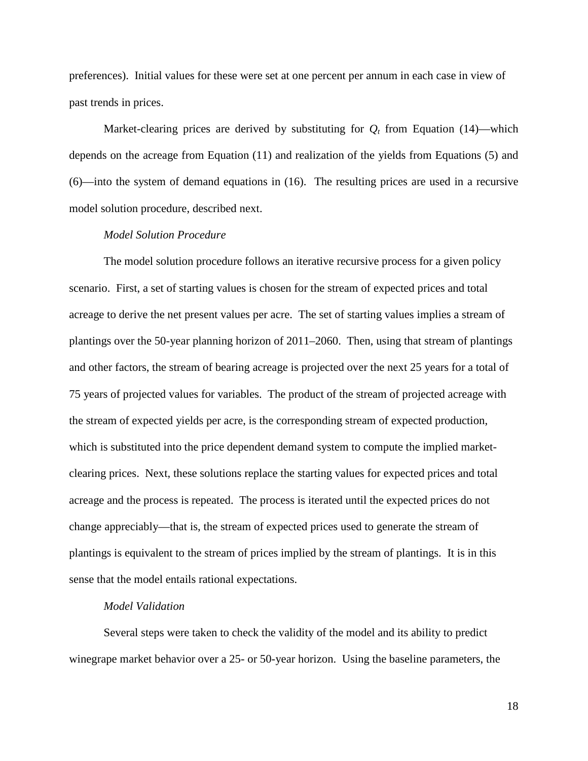preferences). Initial values for these were set at one percent per annum in each case in view of past trends in prices.

Market-clearing prices are derived by substituting for $Q_t$ from Equation (14)—which depends on the acreage from Equation (11) and realization of the yields from Equations (5) and (6)—into the system of demand equations in (16). The resulting prices are used in a recursive model solution procedure, described next.

*Model Solution Procedure*

The model solution procedure follows an iterative recursive process for a given policy scenario. First, a set of starting values is chosen for the stream of expected prices and total acreage to derive the net present values per acre. The set of starting values implies a stream of plantings over the 50-year planning horizon of 2011–2060. Then, using that stream of plantings and other factors, the stream of bearing acreage is projected over the next 25 years for a total of 75 years of projected values for variables. The product of the stream of projected acreage with the stream of expected yields per acre, is the corresponding stream of expected production, which is substituted into the price dependent demand system to compute the implied market-clearing prices. Next, these solutions replace the starting values for expected prices and total acreage and the process is repeated. The process is iterated until the expected prices do not change appreciably—that is, the stream of expected prices used to generate the stream of plantings is equivalent to the stream of prices implied by the stream of plantings. It is in this sense that the model entails rational expectations.

*Model Validation*

Several steps were taken to check the validity of the model and its ability to predict winegrape market behavior over a 25- or 50-year horizon. Using the baseline parameters, the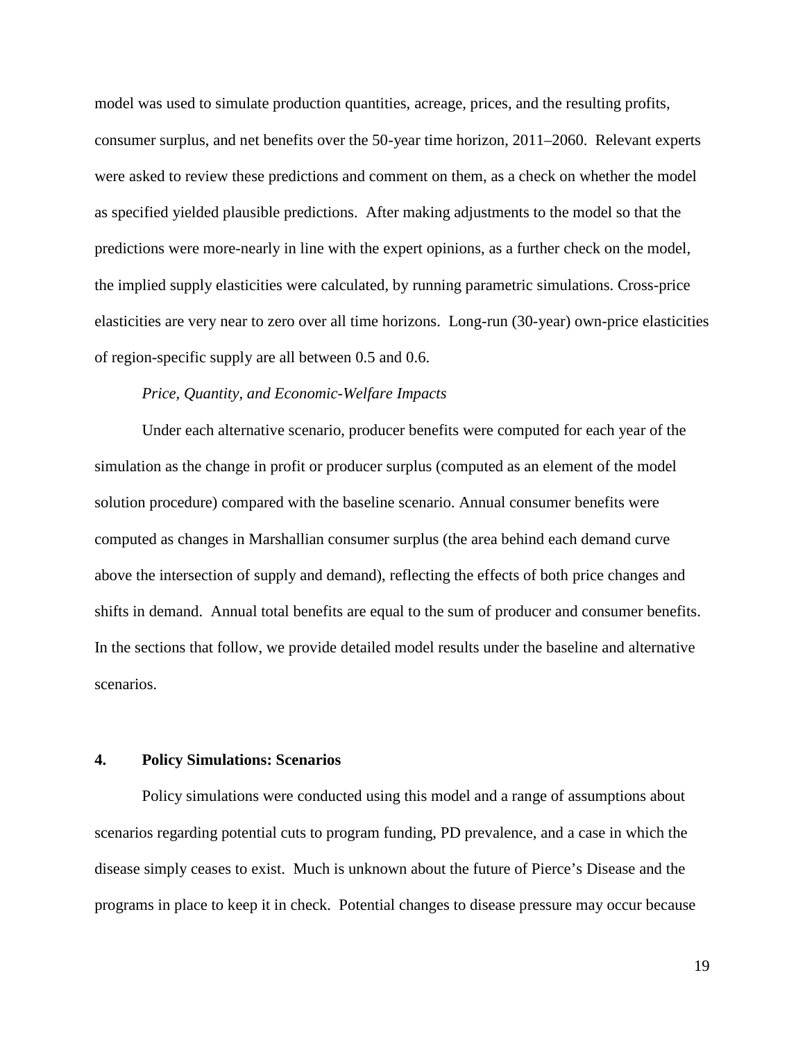model was used to simulate production quantities, acreage, prices, and the resulting profits, consumer surplus, and net benefits over the 50-year time horizon, 2011–2060. Relevant experts were asked to review these predictions and comment on them, as a check on whether the model as specified yielded plausible predictions. After making adjustments to the model so that the predictions were more-nearly in line with the expert opinions, as a further check on the model, the implied supply elasticities were calculated, by running parametric simulations. Cross-price elasticities are very near to zero over all time horizons. Long-run (30-year) own-price elasticities of region-specific supply are all between 0.5 and 0.6.

*Price, Quantity, and Economic-Welfare Impacts*

Under each alternative scenario, producer benefits were computed for each year of the simulation as the change in profit or producer surplus (computed as an element of the model solution procedure) compared with the baseline scenario. Annual consumer benefits were computed as changes in Marshallian consumer surplus (the area behind each demand curve above the intersection of supply and demand), reflecting the effects of both price changes and shifts in demand. Annual total benefits are equal to the sum of producer and consumer benefits. In the sections that follow, we provide detailed model results under the baseline and alternative scenarios.

## 4. Policy Simulations: Scenarios

Policy simulations were conducted using this model and a range of assumptions about scenarios regarding potential cuts to program funding, PD prevalence, and a case in which the disease simply ceases to exist. Much is unknown about the future of Pierce's Disease and the programs in place to keep it in check. Potential changes to disease pressure may occur because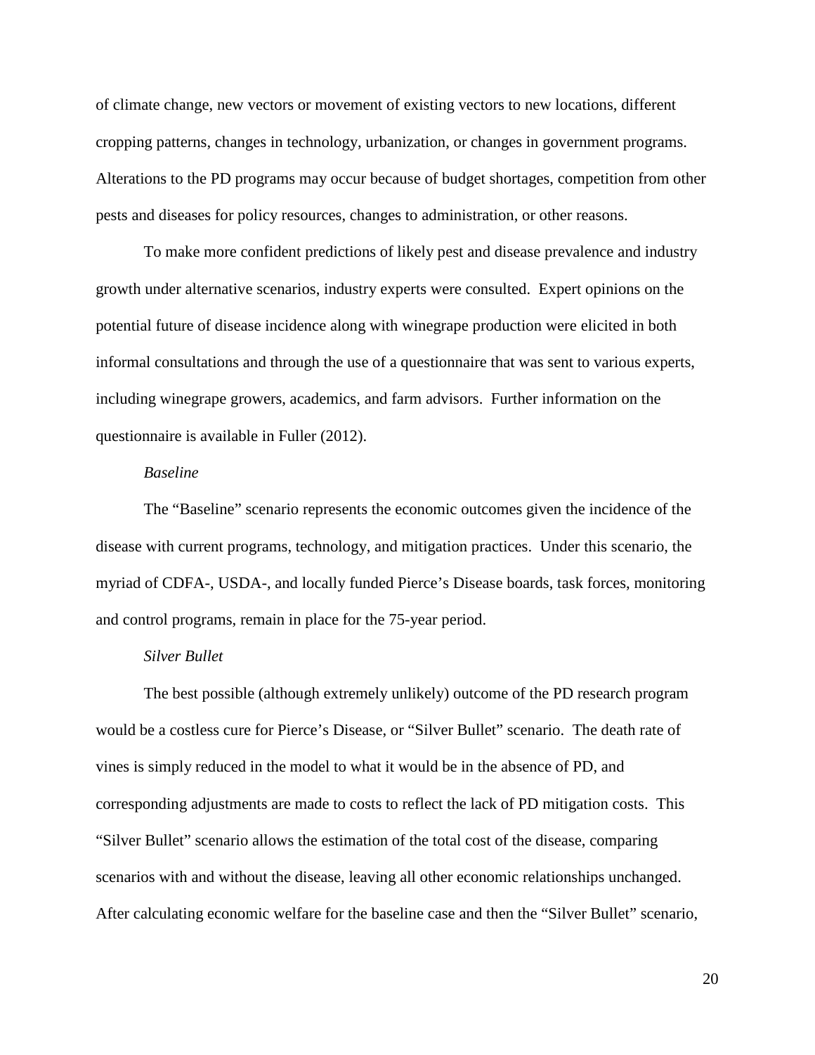of climate change, new vectors or movement of existing vectors to new locations, different cropping patterns, changes in technology, urbanization, or changes in government programs. Alterations to the PD programs may occur because of budget shortages, competition from other pests and diseases for policy resources, changes to administration, or other reasons.

To make more confident predictions of likely pest and disease prevalence and industry growth under alternative scenarios, industry experts were consulted. Expert opinions on the potential future of disease incidence along with winegrape production were elicited in both informal consultations and through the use of a questionnaire that was sent to various experts, including winegrape growers, academics, and farm advisors. Further information on the questionnaire is available in Fuller (2012).

*Baseline*

The "Baseline" scenario represents the economic outcomes given the incidence of the disease with current programs, technology, and mitigation practices. Under this scenario, the myriad of CDFA-, USDA-, and locally funded Pierce's Disease boards, task forces, monitoring and control programs, remain in place for the 75-year period.

*Silver Bullet*

The best possible (although extremely unlikely) outcome of the PD research program would be a costless cure for Pierce's Disease, or "Silver Bullet" scenario. The death rate of vines is simply reduced in the model to what it would be in the absence of PD, and corresponding adjustments are made to costs to reflect the lack of PD mitigation costs. This "Silver Bullet" scenario allows the estimation of the total cost of the disease, comparing scenarios with and without the disease, leaving all other economic relationships unchanged. After calculating economic welfare for the baseline case and then the "Silver Bullet" scenario,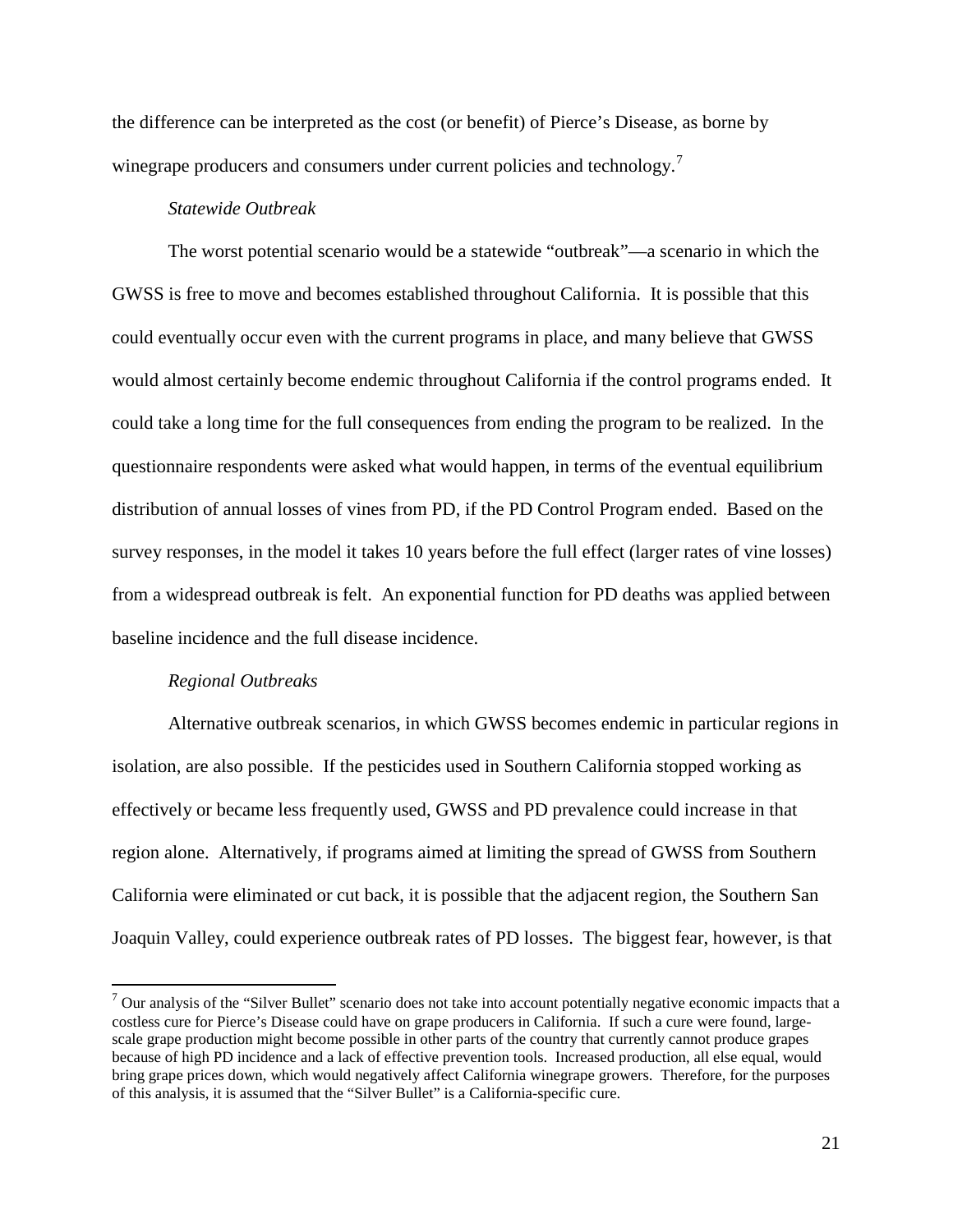the difference can be interpreted as the cost (or benefit) of Pierce's Disease, as borne by winegrape producers and consumers under current policies and technology.[7]

*Statewide Outbreak*

The worst potential scenario would be a statewide "outbreak"—a scenario in which the GWSS is free to move and becomes established throughout California. It is possible that this could eventually occur even with the current programs in place, and many believe that GWSS would almost certainly become endemic throughout California if the control programs ended. It could take a long time for the full consequences from ending the program to be realized. In the questionnaire respondents were asked what would happen, in terms of the eventual equilibrium distribution of annual losses of vines from PD, if the PD Control Program ended. Based on the survey responses, in the model it takes 10 years before the full effect (larger rates of vine losses) from a widespread outbreak is felt. An exponential function for PD deaths was applied between baseline incidence and the full disease incidence.

*Regional Outbreaks*

Alternative outbreak scenarios, in which GWSS becomes endemic in particular regions in isolation, are also possible. If the pesticides used in Southern California stopped working as effectively or became less frequently used, GWSS and PD prevalence could increase in that region alone. Alternatively, if programs aimed at limiting the spread of GWSS from Southern California were eliminated or cut back, it is possible that the adjacent region, the Southern San Joaquin Valley, could experience outbreak rates of PD losses. The biggest fear, however, is that

---

[7] Our analysis of the "Silver Bullet" scenario does not take into account potentially negative economic impacts that a costless cure for Pierce's Disease could have on grape producers in California. If such a cure were found, large-scale grape production might become possible in other parts of the country that currently cannot produce grapes because of high PD incidence and a lack of effective prevention tools. Increased production, all else equal, would bring grape prices down, which would negatively affect California winegrape growers. Therefore, for the purposes of this analysis, it is assumed that the "Silver Bullet" is a California-specific cure.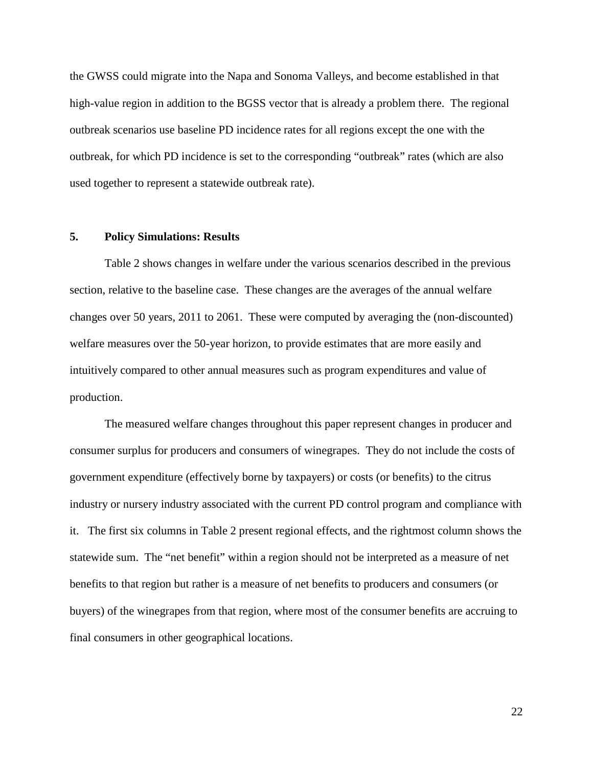the GWSS could migrate into the Napa and Sonoma Valleys, and become established in that high-value region in addition to the BGSS vector that is already a problem there. The regional outbreak scenarios use baseline PD incidence rates for all regions except the one with the outbreak, for which PD incidence is set to the corresponding "outbreak" rates (which are also used together to represent a statewide outbreak rate).

## 5. Policy Simulations: Results

Table 2 shows changes in welfare under the various scenarios described in the previous section, relative to the baseline case. These changes are the averages of the annual welfare changes over 50 years, 2011 to 2061. These were computed by averaging the (non-discounted) welfare measures over the 50-year horizon, to provide estimates that are more easily and intuitively compared to other annual measures such as program expenditures and value of production.

The measured welfare changes throughout this paper represent changes in producer and consumer surplus for producers and consumers of winegrapes. They do not include the costs of government expenditure (effectively borne by taxpayers) or costs (or benefits) to the citrus industry or nursery industry associated with the current PD control program and compliance with it. The first six columns in Table 2 present regional effects, and the rightmost column shows the statewide sum. The "net benefit" within a region should not be interpreted as a measure of net benefits to that region but rather is a measure of net benefits to producers and consumers (or buyers) of the winegrapes from that region, where most of the consumer benefits are accruing to final consumers in other geographical locations.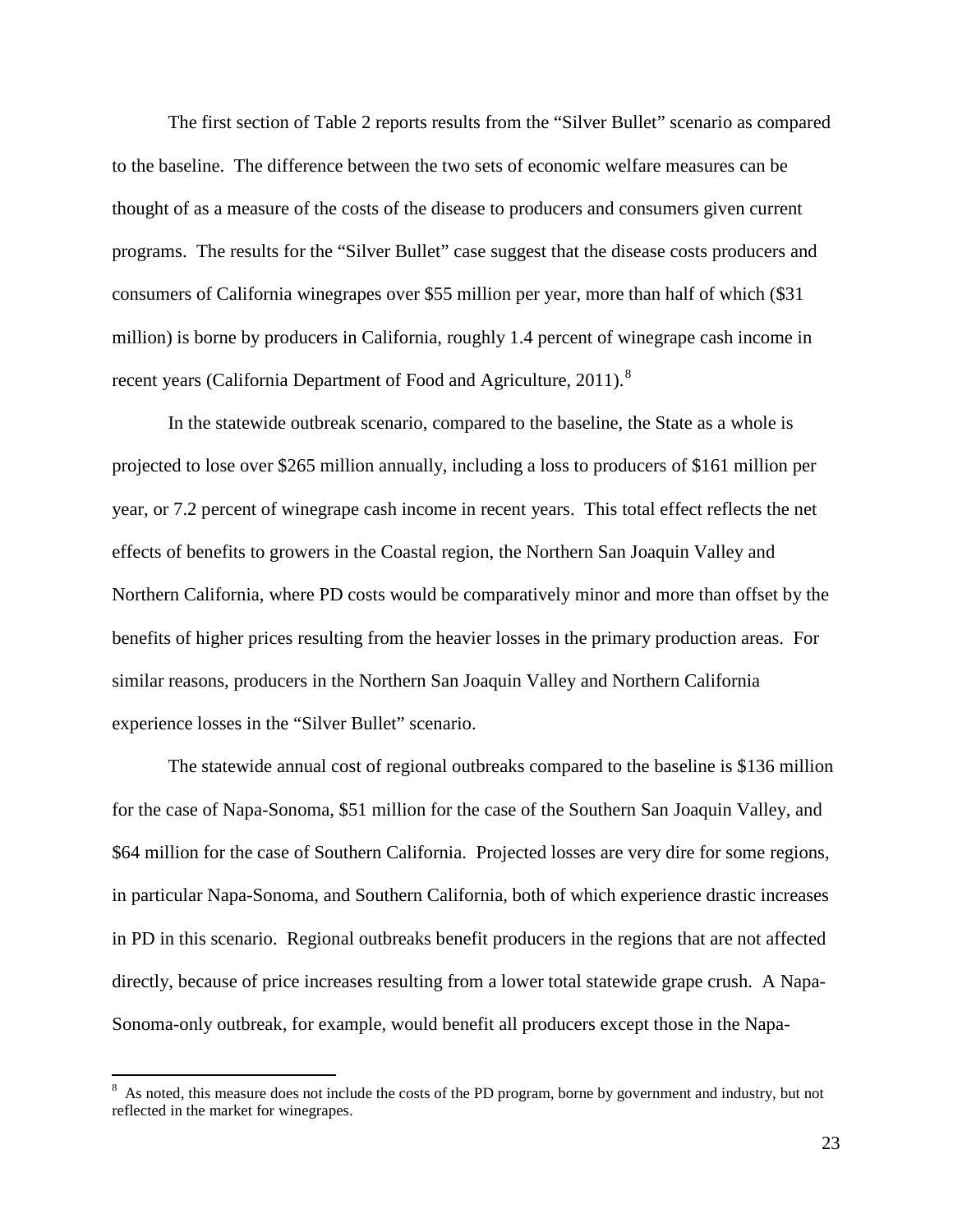The first section of Table 2 reports results from the "Silver Bullet" scenario as compared to the baseline. The difference between the two sets of economic welfare measures can be thought of as a measure of the costs of the disease to producers and consumers given current programs. The results for the "Silver Bullet" case suggest that the disease costs producers and consumers of California winegrapes over \$55 million per year, more than half of which (\$31 million) is borne by producers in California, roughly 1.4 percent of winegrape cash income in recent years (California Department of Food and Agriculture, 2011).[8]

In the statewide outbreak scenario, compared to the baseline, the State as a whole is projected to lose over \$265 million annually, including a loss to producers of \$161 million per year, or 7.2 percent of winegrape cash income in recent years. This total effect reflects the net effects of benefits to growers in the Coastal region, the Northern San Joaquin Valley and Northern California, where PD costs would be comparatively minor and more than offset by the benefits of higher prices resulting from the heavier losses in the primary production areas. For similar reasons, producers in the Northern San Joaquin Valley and Northern California experience losses in the "Silver Bullet" scenario.

The statewide annual cost of regional outbreaks compared to the baseline is \$136 million for the case of Napa-Sonoma, \$51 million for the case of the Southern San Joaquin Valley, and \$64 million for the case of Southern California. Projected losses are very dire for some regions, in particular Napa-Sonoma, and Southern California, both of which experience drastic increases in PD in this scenario. Regional outbreaks benefit producers in the regions that are not affected directly, because of price increases resulting from a lower total statewide grape crush. A Napa-Sonoma-only outbreak, for example, would benefit all producers except those in the Napa-

[8] As noted, this measure does not include the costs of the PD program, borne by government and industry, but not reflected in the market for winegrapes.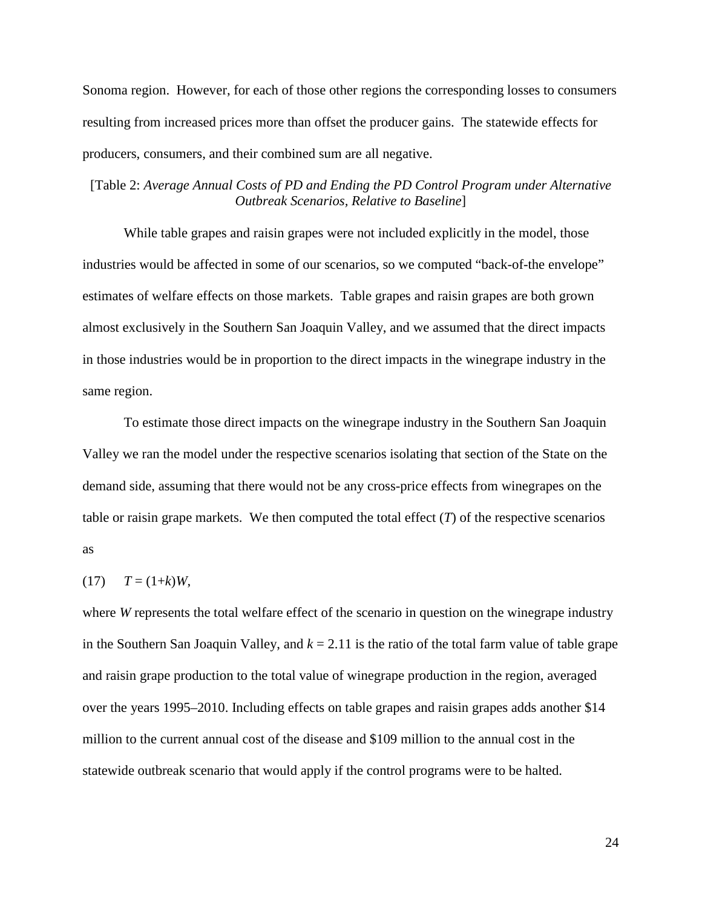Sonoma region. However, for each of those other regions the corresponding losses to consumers resulting from increased prices more than offset the producer gains. The statewide effects for producers, consumers, and their combined sum are all negative.

[Table 2: *Average Annual Costs of PD and Ending the PD Control Program under Alternative Outbreak Scenarios, Relative to Baseline*]

While table grapes and raisin grapes were not included explicitly in the model, those industries would be affected in some of our scenarios, so we computed "back-of-the envelope" estimates of welfare effects on those markets. Table grapes and raisin grapes are both grown almost exclusively in the Southern San Joaquin Valley, and we assumed that the direct impacts in those industries would be in proportion to the direct impacts in the winegrape industry in the same region.

To estimate those direct impacts on the winegrape industry in the Southern San Joaquin Valley we ran the model under the respective scenarios isolating that section of the State on the demand side, assuming that there would not be any cross-price effects from winegrapes on the table or raisin grape markets. We then computed the total effect ($T$) of the respective scenarios as

$$T = (1+k)W, \tag{17}$$

where $W$ represents the total welfare effect of the scenario in question on the winegrape industry in the Southern San Joaquin Valley, and $k = 2.11$ is the ratio of the total farm value of table grape and raisin grape production to the total value of winegrape production in the region, averaged over the years 1995–2010. Including effects on table grapes and raisin grapes adds another $14 million to the current annual cost of the disease and $109 million to the annual cost in the statewide outbreak scenario that would apply if the control programs were to be halted.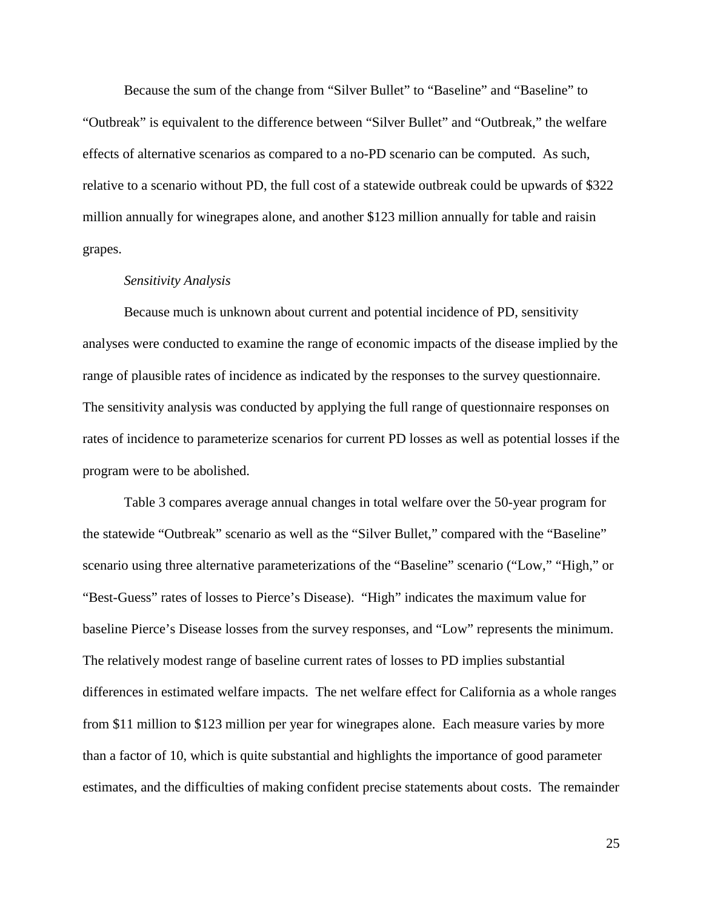Because the sum of the change from "Silver Bullet" to "Baseline" and "Baseline" to "Outbreak" is equivalent to the difference between "Silver Bullet" and "Outbreak," the welfare effects of alternative scenarios as compared to a no-PD scenario can be computed. As such, relative to a scenario without PD, the full cost of a statewide outbreak could be upwards of $322 million annually for winegrapes alone, and another $123 million annually for table and raisin grapes.

*Sensitivity Analysis*

Because much is unknown about current and potential incidence of PD, sensitivity analyses were conducted to examine the range of economic impacts of the disease implied by the range of plausible rates of incidence as indicated by the responses to the survey questionnaire. The sensitivity analysis was conducted by applying the full range of questionnaire responses on rates of incidence to parameterize scenarios for current PD losses as well as potential losses if the program were to be abolished.

Table 3 compares average annual changes in total welfare over the 50-year program for the statewide "Outbreak" scenario as well as the "Silver Bullet," compared with the "Baseline" scenario using three alternative parameterizations of the "Baseline" scenario ("Low," "High," or "Best-Guess" rates of losses to Pierce's Disease). "High" indicates the maximum value for baseline Pierce's Disease losses from the survey responses, and "Low" represents the minimum. The relatively modest range of baseline current rates of losses to PD implies substantial differences in estimated welfare impacts. The net welfare effect for California as a whole ranges from $11 million to $123 million per year for winegrapes alone. Each measure varies by more than a factor of 10, which is quite substantial and highlights the importance of good parameter estimates, and the difficulties of making confident precise statements about costs. The remainder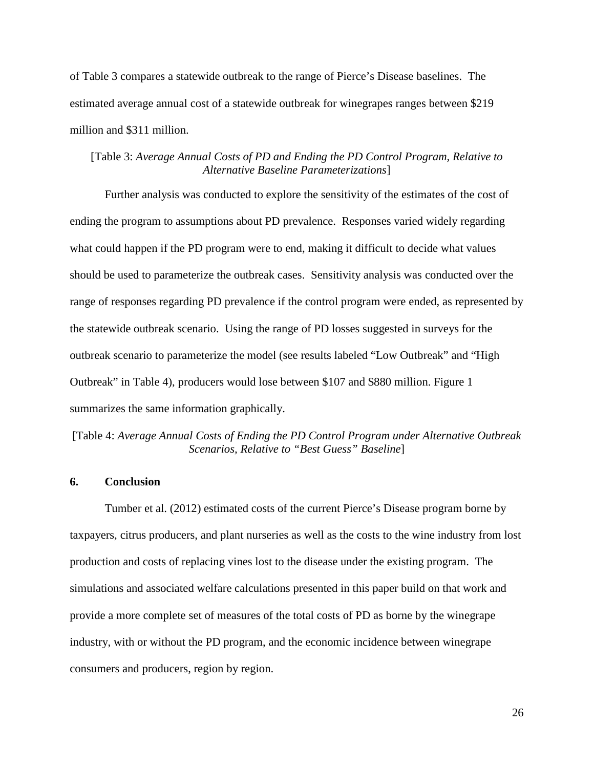of Table 3 compares a statewide outbreak to the range of Pierce's Disease baselines. The estimated average annual cost of a statewide outbreak for winegrapes ranges between \$219 million and \$311 million.

[Table 3: *Average Annual Costs of PD and Ending the PD Control Program, Relative to Alternative Baseline Parameterizations*]

Further analysis was conducted to explore the sensitivity of the estimates of the cost of ending the program to assumptions about PD prevalence. Responses varied widely regarding what could happen if the PD program were to end, making it difficult to decide what values should be used to parameterize the outbreak cases. Sensitivity analysis was conducted over the range of responses regarding PD prevalence if the control program were ended, as represented by the statewide outbreak scenario. Using the range of PD losses suggested in surveys for the outbreak scenario to parameterize the model (see results labeled "Low Outbreak" and "High Outbreak" in Table 4), producers would lose between \$107 and \$880 million. Figure 1 summarizes the same information graphically.

[Table 4: *Average Annual Costs of Ending the PD Control Program under Alternative Outbreak Scenarios, Relative to "Best Guess" Baseline*]

## 6. Conclusion

Tumber et al. (2012) estimated costs of the current Pierce's Disease program borne by taxpayers, citrus producers, and plant nurseries as well as the costs to the wine industry from lost production and costs of replacing vines lost to the disease under the existing program. The simulations and associated welfare calculations presented in this paper build on that work and provide a more complete set of measures of the total costs of PD as borne by the winegrape industry, with or without the PD program, and the economic incidence between winegrape consumers and producers, region by region.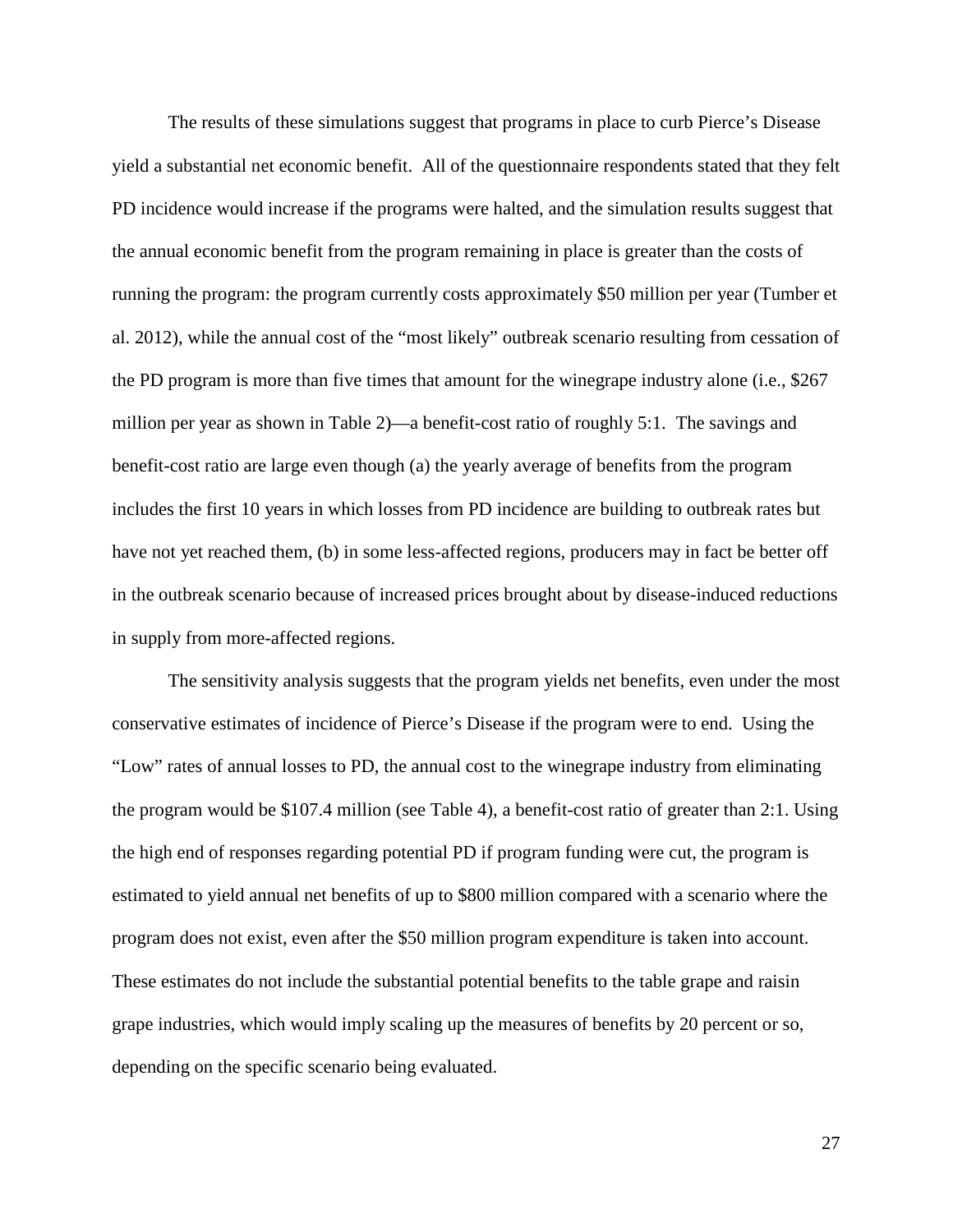The results of these simulations suggest that programs in place to curb Pierce's Disease yield a substantial net economic benefit. All of the questionnaire respondents stated that they felt PD incidence would increase if the programs were halted, and the simulation results suggest that the annual economic benefit from the program remaining in place is greater than the costs of running the program: the program currently costs approximately $50 million per year (Tumber et al. 2012), while the annual cost of the "most likely" outbreak scenario resulting from cessation of the PD program is more than five times that amount for the winegrape industry alone (i.e., $267 million per year as shown in Table 2)—a benefit-cost ratio of roughly 5:1. The savings and benefit-cost ratio are large even though (a) the yearly average of benefits from the program includes the first 10 years in which losses from PD incidence are building to outbreak rates but have not yet reached them, (b) in some less-affected regions, producers may in fact be better off in the outbreak scenario because of increased prices brought about by disease-induced reductions in supply from more-affected regions.

The sensitivity analysis suggests that the program yields net benefits, even under the most conservative estimates of incidence of Pierce's Disease if the program were to end. Using the "Low" rates of annual losses to PD, the annual cost to the winegrape industry from eliminating the program would be $107.4 million (see Table 4), a benefit-cost ratio of greater than 2:1. Using the high end of responses regarding potential PD if program funding were cut, the program is estimated to yield annual net benefits of up to $800 million compared with a scenario where the program does not exist, even after the $50 million program expenditure is taken into account. These estimates do not include the substantial potential benefits to the table grape and raisin grape industries, which would imply scaling up the measures of benefits by 20 percent or so, depending on the specific scenario being evaluated.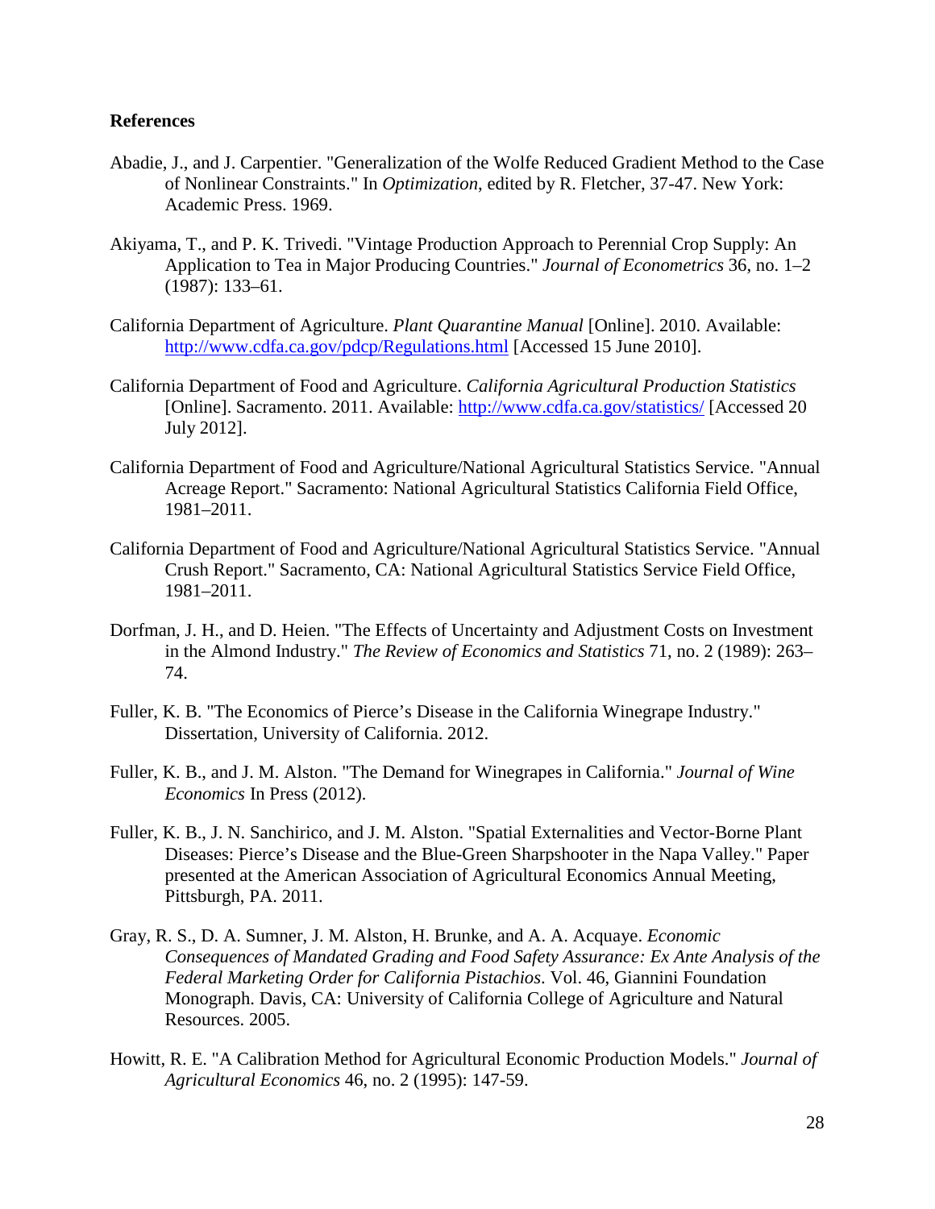**References**

Abadie, J., and J. Carpentier. "Generalization of the Wolfe Reduced Gradient Method to the Case of Nonlinear Constraints." In *Optimization*, edited by R. Fletcher, 37-47. New York: Academic Press. 1969.

Akiyama, T., and P. K. Trivedi. "Vintage Production Approach to Perennial Crop Supply: An Application to Tea in Major Producing Countries." *Journal of Econometrics* 36, no. 1–2 (1987): 133–61.

California Department of Agriculture. *Plant Quarantine Manual* [Online]. 2010. Available: http://www.cdfa.ca.gov/pdcp/Regulations.html [Accessed 15 June 2010].

California Department of Food and Agriculture. *California Agricultural Production Statistics* [Online]. Sacramento. 2011. Available: http://www.cdfa.ca.gov/statistics/ [Accessed 20 July 2012].

California Department of Food and Agriculture/National Agricultural Statistics Service. "Annual Acreage Report." Sacramento: National Agricultural Statistics California Field Office, 1981–2011.

California Department of Food and Agriculture/National Agricultural Statistics Service. "Annual Crush Report." Sacramento, CA: National Agricultural Statistics Service Field Office, 1981–2011.

Dorfman, J. H., and D. Heien. "The Effects of Uncertainty and Adjustment Costs on Investment in the Almond Industry." *The Review of Economics and Statistics* 71, no. 2 (1989): 263–74.

Fuller, K. B. "The Economics of Pierce's Disease in the California Winegrape Industry." Dissertation, University of California. 2012.

Fuller, K. B., and J. M. Alston. "The Demand for Winegrapes in California." *Journal of Wine Economics* In Press (2012).

Fuller, K. B., J. N. Sanchirico, and J. M. Alston. "Spatial Externalities and Vector-Borne Plant Diseases: Pierce's Disease and the Blue-Green Sharpshooter in the Napa Valley." Paper presented at the American Association of Agricultural Economics Annual Meeting, Pittsburgh, PA. 2011.

Gray, R. S., D. A. Sumner, J. M. Alston, H. Brunke, and A. A. Acquaye. *Economic Consequences of Mandated Grading and Food Safety Assurance: Ex Ante Analysis of the Federal Marketing Order for California Pistachios*. Vol. 46, Giannini Foundation Monograph. Davis, CA: University of California College of Agriculture and Natural Resources. 2005.

Howitt, R. E. "A Calibration Method for Agricultural Economic Production Models." *Journal of Agricultural Economics* 46, no. 2 (1995): 147-59.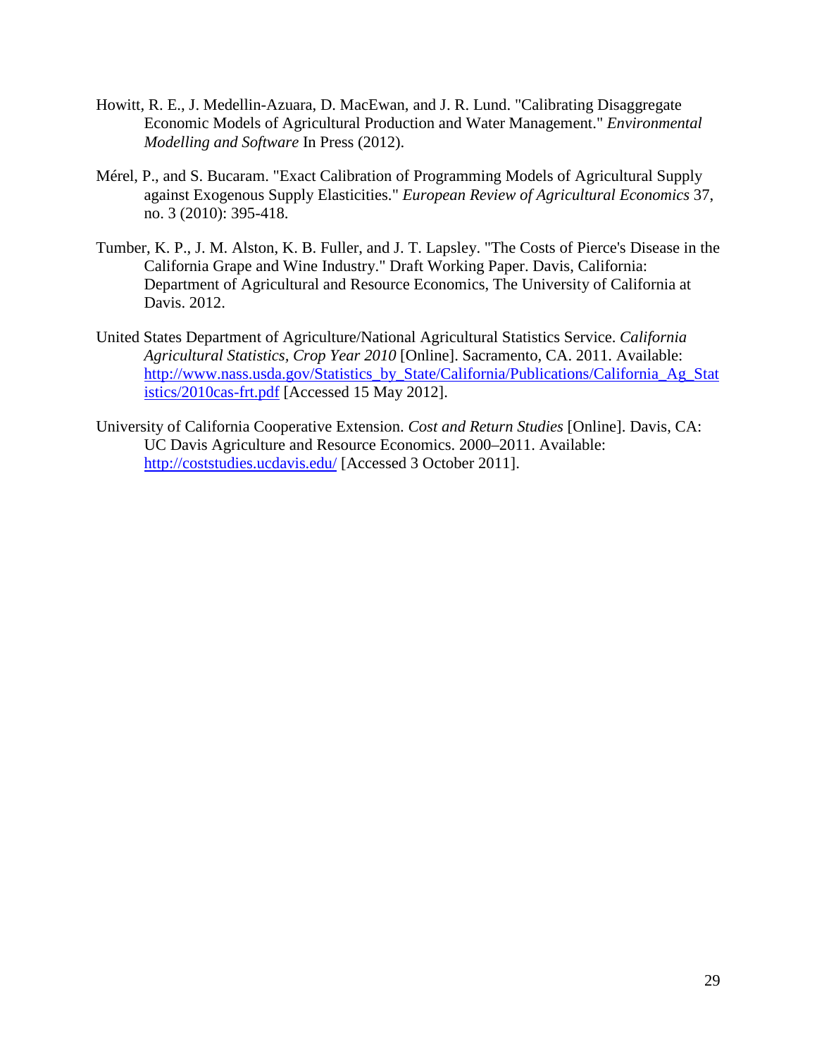Howitt, R. E., J. Medellin-Azuara, D. MacEwan, and J. R. Lund. "Calibrating Disaggregate Economic Models of Agricultural Production and Water Management." *Environmental Modelling and Software* In Press (2012).

Mérel, P., and S. Bucaram. "Exact Calibration of Programming Models of Agricultural Supply against Exogenous Supply Elasticities." *European Review of Agricultural Economics* 37, no. 3 (2010): 395-418.

Tumber, K. P., J. M. Alston, K. B. Fuller, and J. T. Lapsley. "The Costs of Pierce's Disease in the California Grape and Wine Industry." Draft Working Paper. Davis, California: Department of Agricultural and Resource Economics, The University of California at Davis. 2012.

United States Department of Agriculture/National Agricultural Statistics Service. *California Agricultural Statistics, Crop Year 2010* [Online]. Sacramento, CA. 2011. Available: http://www.nass.usda.gov/Statistics_by_State/California/Publications/California_Ag_Statistics/2010cas-frt.pdf [Accessed 15 May 2012].

University of California Cooperative Extension. *Cost and Return Studies* [Online]. Davis, CA: UC Davis Agriculture and Resource Economics. 2000–2011. Available: http://coststudies.ucdavis.edu/ [Accessed 3 October 2011].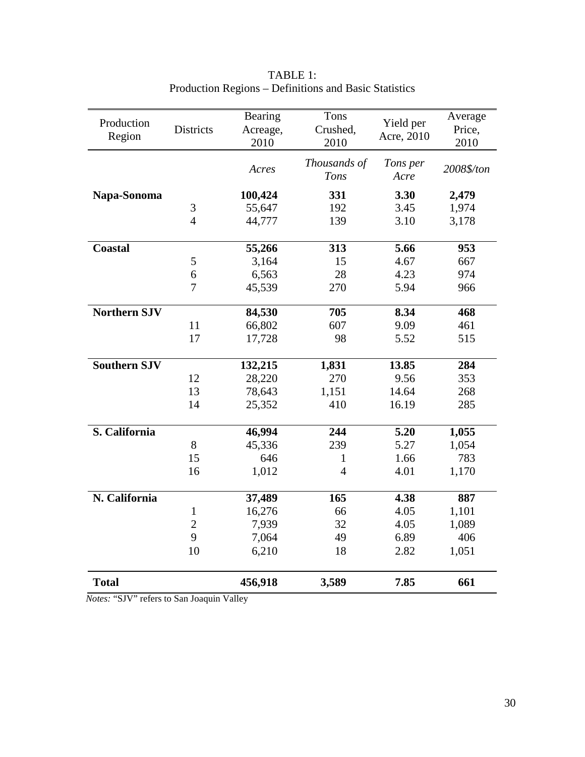TABLE 1:
Production Regions – Definitions and Basic Statistics

| Production Region | Districts | Bearing Acreage, 2010 | Tons Crushed, 2010 | Yield per Acre, 2010 | Average Price, 2010 |
|---|---|---|---|---|---|
| | | *Acres* | *Thousands of Tons* | *Tons per Acre* | *2008$/ton* |
| **Napa-Sonoma** | | **100,424** | **331** | **3.30** | **2,479** |
| | 3 | 55,647 | 192 | 3.45 | 1,974 |
| | 4 | 44,777 | 139 | 3.10 | 3,178 |
| **Coastal** | | **55,266** | **313** | **5.66** | **953** |
| | 5 | 3,164 | 15 | 4.67 | 667 |
| | 6 | 6,563 | 28 | 4.23 | 974 |
| | 7 | 45,539 | 270 | 5.94 | 966 |
| **Northern SJV** | | **84,530** | **705** | **8.34** | **468** |
| | 11 | 66,802 | 607 | 9.09 | 461 |
| | 17 | 17,728 | 98 | 5.52 | 515 |
| **Southern SJV** | | **132,215** | **1,831** | **13.85** | **284** |
| | 12 | 28,220 | 270 | 9.56 | 353 |
| | 13 | 78,643 | 1,151 | 14.64 | 268 |
| | 14 | 25,352 | 410 | 16.19 | 285 |
| **S. California** | | **46,994** | **244** | **5.20** | **1,055** |
| | 8 | 45,336 | 239 | 5.27 | 1,054 |
| | 15 | 646 | 1 | 1.66 | 783 |
| | 16 | 1,012 | 4 | 4.01 | 1,170 |
| **N. California** | | **37,489** | **165** | **4.38** | **887** |
| | 1 | 16,276 | 66 | 4.05 | 1,101 |
| | 2 | 7,939 | 32 | 4.05 | 1,089 |
| | 9 | 7,064 | 49 | 6.89 | 406 |
| | 10 | 6,210 | 18 | 2.82 | 1,051 |
| **Total** | | **456,918** | **3,589** | **7.85** | **661** |

*Notes:* "SJV" refers to San Joaquin Valley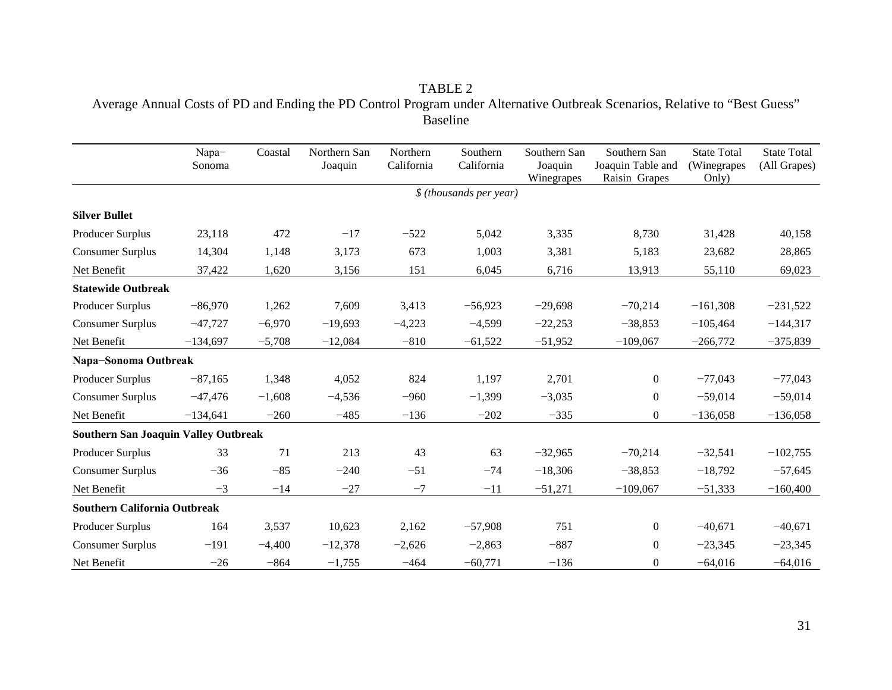TABLE 2

Average Annual Costs of PD and Ending the PD Control Program under Alternative Outbreak Scenarios, Relative to "Best Guess" Baseline

| | Napa−Sonoma | Coastal | Northern San Joaquin | Northern California | Southern California | Southern San Joaquin Winegrapes | Southern San Joaquin Table and Raisin Grapes | State Total (Winegrapes Only) | State Total (All Grapes) |
|---|---|---|---|---|---|---|---|---|---|
| | | | | | *$ (thousands per year)* | | | | |
| **Silver Bullet** | | | | | | | | | |
| Producer Surplus | 23,118 | 472 | −17 | −522 | 5,042 | 3,335 | 8,730 | 31,428 | 40,158 |
| Consumer Surplus | 14,304 | 1,148 | 3,173 | 673 | 1,003 | 3,381 | 5,183 | 23,682 | 28,865 |
| Net Benefit | 37,422 | 1,620 | 3,156 | 151 | 6,045 | 6,716 | 13,913 | 55,110 | 69,023 |
| **Statewide Outbreak** | | | | | | | | | |
| Producer Surplus | −86,970 | 1,262 | 7,609 | 3,413 | −56,923 | −29,698 | −70,214 | −161,308 | −231,522 |
| Consumer Surplus | −47,727 | −6,970 | −19,693 | −4,223 | −4,599 | −22,253 | −38,853 | −105,464 | −144,317 |
| Net Benefit | −134,697 | −5,708 | −12,084 | −810 | −61,522 | −51,952 | −109,067 | −266,772 | −375,839 |
| **Napa−Sonoma Outbreak** | | | | | | | | | |
| Producer Surplus | −87,165 | 1,348 | 4,052 | 824 | 1,197 | 2,701 | 0 | −77,043 | −77,043 |
| Consumer Surplus | −47,476 | −1,608 | −4,536 | −960 | −1,399 | −3,035 | 0 | −59,014 | −59,014 |
| Net Benefit | −134,641 | −260 | −485 | −136 | −202 | −335 | 0 | −136,058 | −136,058 |
| **Southern San Joaquin Valley Outbreak** | | | | | | | | | |
| Producer Surplus | 33 | 71 | 213 | 43 | 63 | −32,965 | −70,214 | −32,541 | −102,755 |
| Consumer Surplus | −36 | −85 | −240 | −51 | −74 | −18,306 | −38,853 | −18,792 | −57,645 |
| Net Benefit | −3 | −14 | −27 | −7 | −11 | −51,271 | −109,067 | −51,333 | −160,400 |
| **Southern California Outbreak** | | | | | | | | | |
| Producer Surplus | 164 | 3,537 | 10,623 | 2,162 | −57,908 | 751 | 0 | −40,671 | −40,671 |
| Consumer Surplus | −191 | −4,400 | −12,378 | −2,626 | −2,863 | −887 | 0 | −23,345 | −23,345 |
| Net Benefit | −26 | −864 | −1,755 | −464 | −60,771 | −136 | 0 | −64,016 | −64,016 |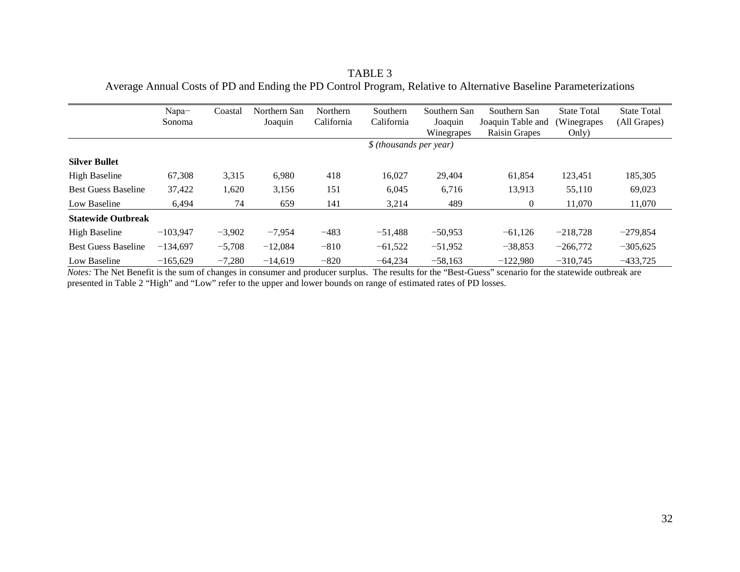TABLE 3

Average Annual Costs of PD and Ending the PD Control Program, Relative to Alternative Baseline Parameterizations

| | Napa−Sonoma | Coastal | Northern San Joaquin | Northern California | Southern California | Southern San Joaquin Winegrapes | Southern San Joaquin Table and Raisin Grapes | State Total (Winegrapes Only) | State Total (All Grapes) |
|---|---|---|---|---|---|---|---|---|---|
| | | | | | *$ (thousands per year)* | | | | |
| **Silver Bullet** | | | | | | | | | |
| High Baseline | 67,308 | 3,315 | 6,980 | 418 | 16,027 | 29,404 | 61,854 | 123,451 | 185,305 |
| Best Guess Baseline | 37,422 | 1,620 | 3,156 | 151 | 6,045 | 6,716 | 13,913 | 55,110 | 69,023 |
| Low Baseline | 6,494 | 74 | 659 | 141 | 3,214 | 489 | 0 | 11,070 | 11,070 |
| **Statewide Outbreak** | | | | | | | | | |
| High Baseline | −103,947 | −3,902 | −7,954 | −483 | −51,488 | −50,953 | −61,126 | −218,728 | −279,854 |
| Best Guess Baseline | −134,697 | −5,708 | −12,084 | −810 | −61,522 | −51,952 | −38,853 | −266,772 | −305,625 |
| Low Baseline | −165,629 | −7,280 | −14,619 | −820 | −64,234 | −58,163 | −122,980 | −310,745 | −433,725 |

*Notes:* The Net Benefit is the sum of changes in consumer and producer surplus. The results for the "Best-Guess" scenario for the statewide outbreak are presented in Table 2 "High" and "Low" refer to the upper and lower bounds on range of estimated rates of PD losses.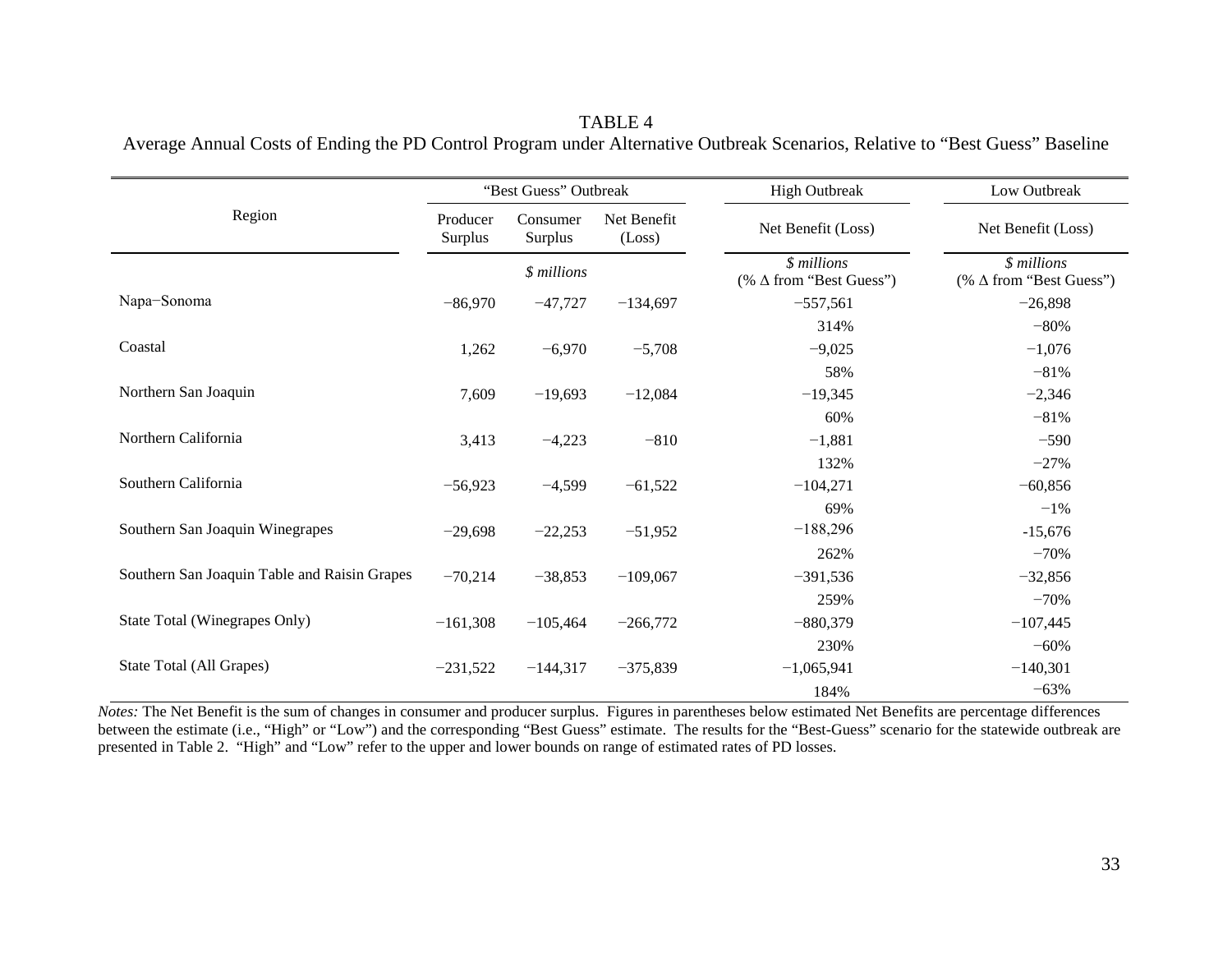TABLE 4

Average Annual Costs of Ending the PD Control Program under Alternative Outbreak Scenarios, Relative to "Best Guess" Baseline

| Region | "Best Guess" Outbreak | | | High Outbreak | Low Outbreak |
|---|---|---|---|---|---|
| | Producer Surplus | Consumer Surplus | Net Benefit (Loss) | Net Benefit (Loss) | Net Benefit (Loss) |
| | *$ millions* | | | *$ millions* (% Δ from "Best Guess") | *$ millions* (% Δ from "Best Guess") |
| Napa−Sonoma | −86,970 | −47,727 | −134,697 | −557,561 | −26,898 |
| | | | | 314% | −80% |
| Coastal | 1,262 | −6,970 | −5,708 | −9,025 | −1,076 |
| | | | | 58% | −81% |
| Northern San Joaquin | 7,609 | −19,693 | −12,084 | −19,345 | −2,346 |
| | | | | 60% | −81% |
| Northern California | 3,413 | −4,223 | −810 | −1,881 | −590 |
| | | | | 132% | −27% |
| Southern California | −56,923 | −4,599 | −61,522 | −104,271 | −60,856 |
| | | | | 69% | −1% |
| Southern San Joaquin Winegrapes | −29,698 | −22,253 | −51,952 | −188,296 | -15,676 |
| | | | | 262% | −70% |
| Southern San Joaquin Table and Raisin Grapes | −70,214 | −38,853 | −109,067 | −391,536 | −32,856 |
| | | | | 259% | −70% |
| State Total (Winegrapes Only) | −161,308 | −105,464 | −266,772 | −880,379 | −107,445 |
| | | | | 230% | −60% |
| State Total (All Grapes) | −231,522 | −144,317 | −375,839 | −1,065,941 | −140,301 |
| | | | | 184% | −63% |

*Notes:* The Net Benefit is the sum of changes in consumer and producer surplus. Figures in parentheses below estimated Net Benefits are percentage differences between the estimate (i.e., "High" or "Low") and the corresponding "Best Guess" estimate. The results for the "Best-Guess" scenario for the statewide outbreak are presented in Table 2. "High" and "Low" refer to the upper and lower bounds on range of estimated rates of PD losses.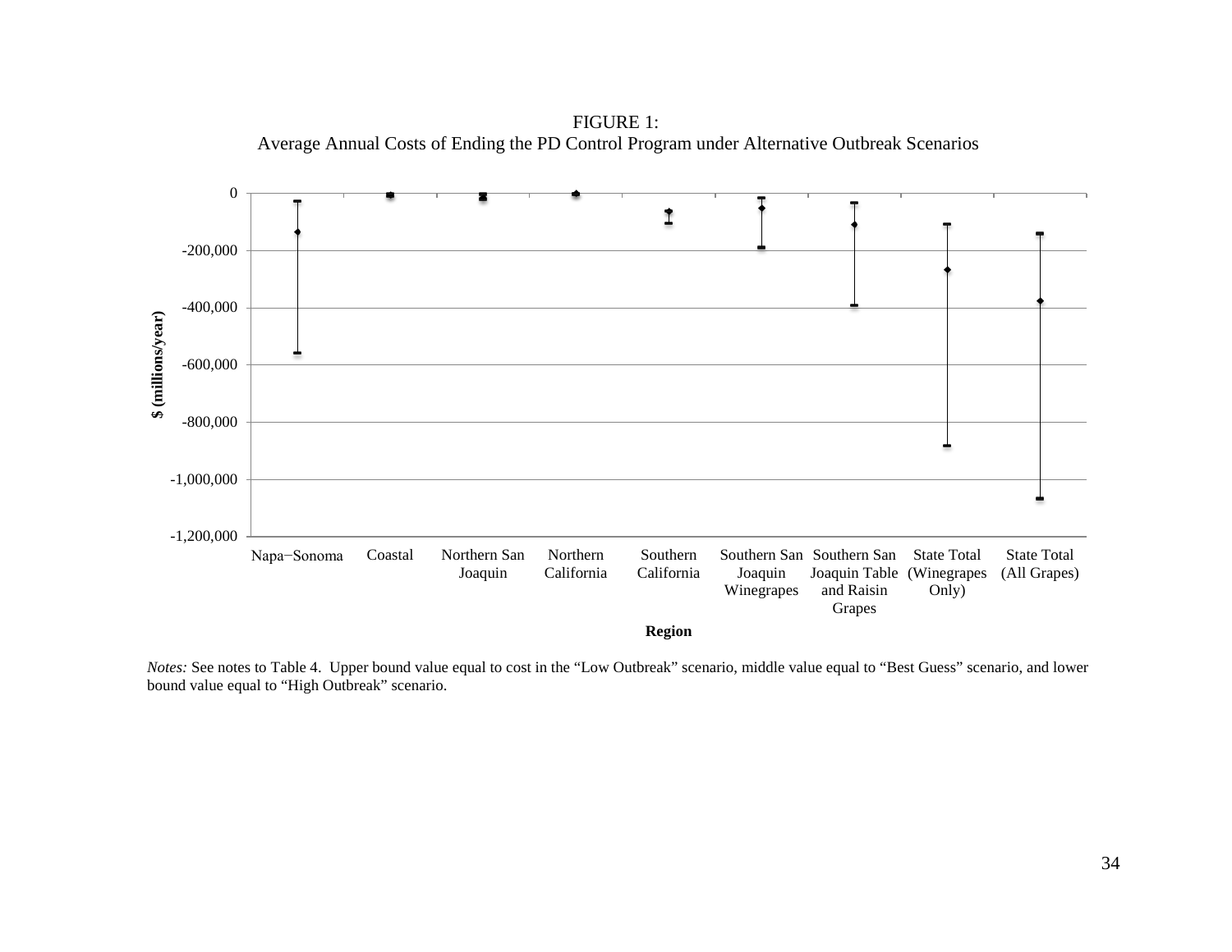FIGURE 1:
Average Annual Costs of Ending the PD Control Program under Alternative Outbreak Scenarios

$ (millions/year)

0

-200,000

-400,000

-600,000

-800,000

-1,000,000

-1,200,000

Napa−Sonoma | Coastal | Northern San Joaquin | Northern California | Southern California | Southern San Joaquin Winegrapes | Southern San Joaquin Table and Raisin Grapes | State Total (Winegrapes Only) | State Total (All Grapes)

**Region**

*Notes:* See notes to Table 4. Upper bound value equal to cost in the "Low Outbreak" scenario, middle value equal to "Best Guess" scenario, and lower bound value equal to "High Outbreak" scenario.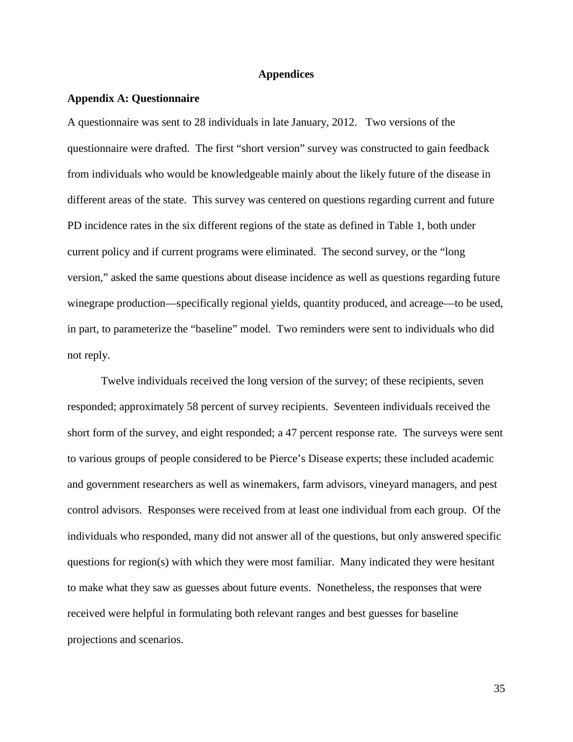# Appendices

## Appendix A: Questionnaire

A questionnaire was sent to 28 individuals in late January, 2012. Two versions of the questionnaire were drafted. The first "short version" survey was constructed to gain feedback from individuals who would be knowledgeable mainly about the likely future of the disease in different areas of the state. This survey was centered on questions regarding current and future PD incidence rates in the six different regions of the state as defined in Table 1, both under current policy and if current programs were eliminated. The second survey, or the "long version," asked the same questions about disease incidence as well as questions regarding future winegrape production—specifically regional yields, quantity produced, and acreage—to be used, in part, to parameterize the "baseline" model. Two reminders were sent to individuals who did not reply.

Twelve individuals received the long version of the survey; of these recipients, seven responded; approximately 58 percent of survey recipients. Seventeen individuals received the short form of the survey, and eight responded; a 47 percent response rate. The surveys were sent to various groups of people considered to be Pierce's Disease experts; these included academic and government researchers as well as winemakers, farm advisors, vineyard managers, and pest control advisors. Responses were received from at least one individual from each group. Of the individuals who responded, many did not answer all of the questions, but only answered specific questions for region(s) with which they were most familiar. Many indicated they were hesitant to make what they saw as guesses about future events. Nonetheless, the responses that were received were helpful in formulating both relevant ranges and best guesses for baseline projections and scenarios.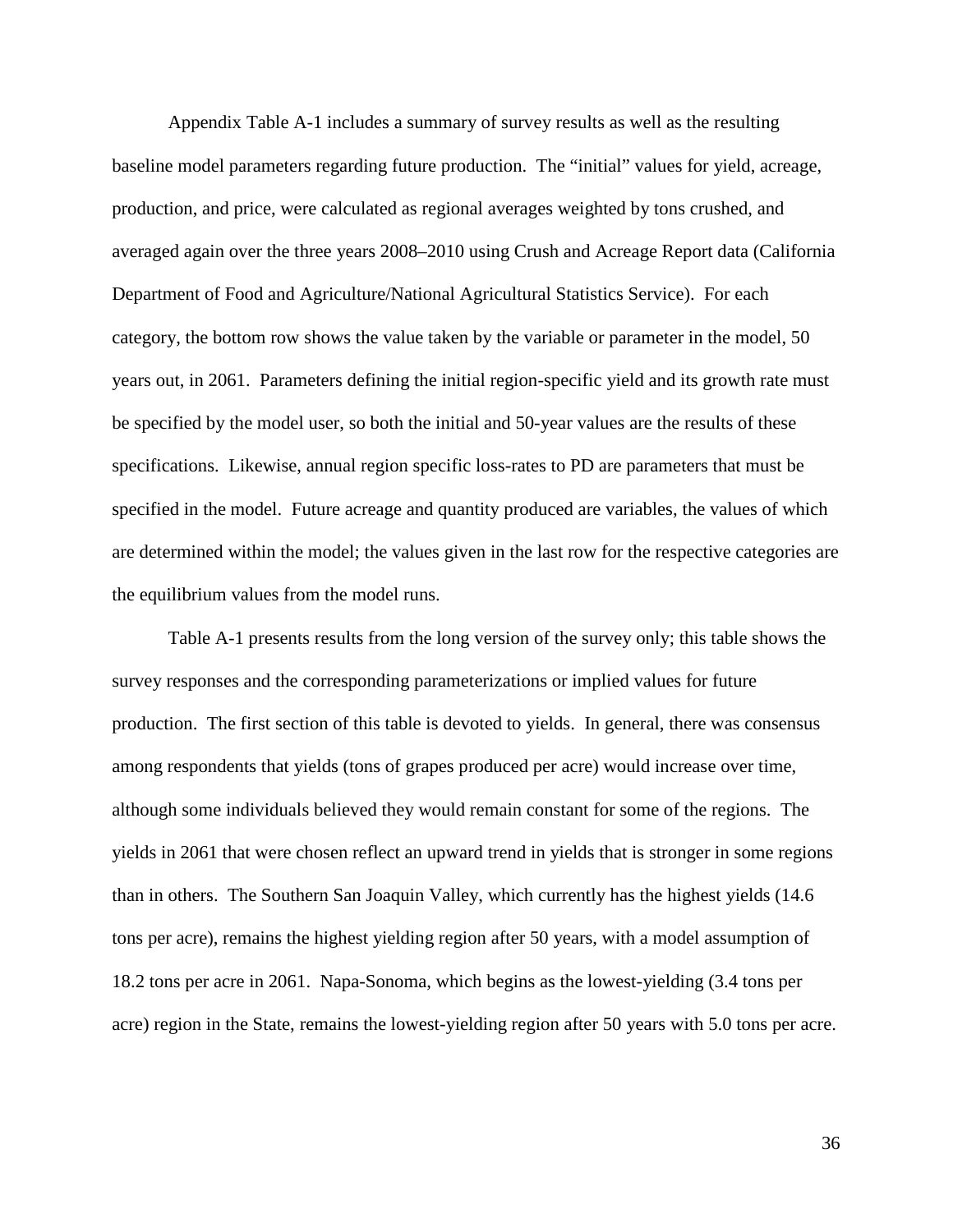Appendix Table A-1 includes a summary of survey results as well as the resulting baseline model parameters regarding future production. The "initial" values for yield, acreage, production, and price, were calculated as regional averages weighted by tons crushed, and averaged again over the three years 2008–2010 using Crush and Acreage Report data (California Department of Food and Agriculture/National Agricultural Statistics Service). For each category, the bottom row shows the value taken by the variable or parameter in the model, 50 years out, in 2061. Parameters defining the initial region-specific yield and its growth rate must be specified by the model user, so both the initial and 50-year values are the results of these specifications. Likewise, annual region specific loss-rates to PD are parameters that must be specified in the model. Future acreage and quantity produced are variables, the values of which are determined within the model; the values given in the last row for the respective categories are the equilibrium values from the model runs.

Table A-1 presents results from the long version of the survey only; this table shows the survey responses and the corresponding parameterizations or implied values for future production. The first section of this table is devoted to yields. In general, there was consensus among respondents that yields (tons of grapes produced per acre) would increase over time, although some individuals believed they would remain constant for some of the regions. The yields in 2061 that were chosen reflect an upward trend in yields that is stronger in some regions than in others. The Southern San Joaquin Valley, which currently has the highest yields (14.6 tons per acre), remains the highest yielding region after 50 years, with a model assumption of 18.2 tons per acre in 2061. Napa-Sonoma, which begins as the lowest-yielding (3.4 tons per acre) region in the State, remains the lowest-yielding region after 50 years with 5.0 tons per acre.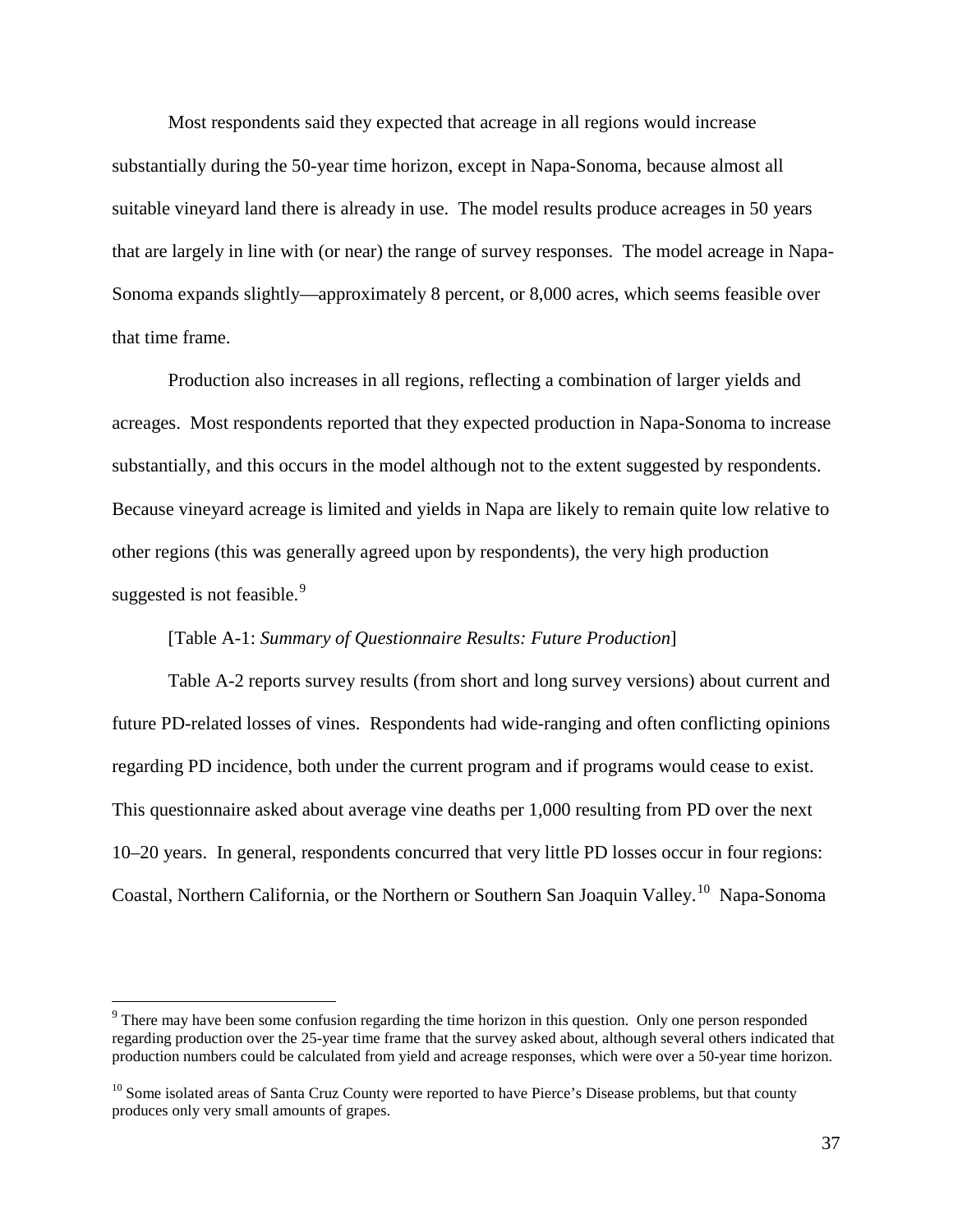Most respondents said they expected that acreage in all regions would increase substantially during the 50-year time horizon, except in Napa-Sonoma, because almost all suitable vineyard land there is already in use. The model results produce acreages in 50 years that are largely in line with (or near) the range of survey responses. The model acreage in Napa-Sonoma expands slightly—approximately 8 percent, or 8,000 acres, which seems feasible over that time frame.

Production also increases in all regions, reflecting a combination of larger yields and acreages. Most respondents reported that they expected production in Napa-Sonoma to increase substantially, and this occurs in the model although not to the extent suggested by respondents. Because vineyard acreage is limited and yields in Napa are likely to remain quite low relative to other regions (this was generally agreed upon by respondents), the very high production suggested is not feasible.[9]

[Table A-1: *Summary of Questionnaire Results: Future Production*]

Table A-2 reports survey results (from short and long survey versions) about current and future PD-related losses of vines. Respondents had wide-ranging and often conflicting opinions regarding PD incidence, both under the current program and if programs would cease to exist. This questionnaire asked about average vine deaths per 1,000 resulting from PD over the next 10–20 years. In general, respondents concurred that very little PD losses occur in four regions: Coastal, Northern California, or the Northern or Southern San Joaquin Valley.[10] Napa-Sonoma

[9] There may have been some confusion regarding the time horizon in this question. Only one person responded regarding production over the 25-year time frame that the survey asked about, although several others indicated that production numbers could be calculated from yield and acreage responses, which were over a 50-year time horizon.

[10] Some isolated areas of Santa Cruz County were reported to have Pierce's Disease problems, but that county produces only very small amounts of grapes.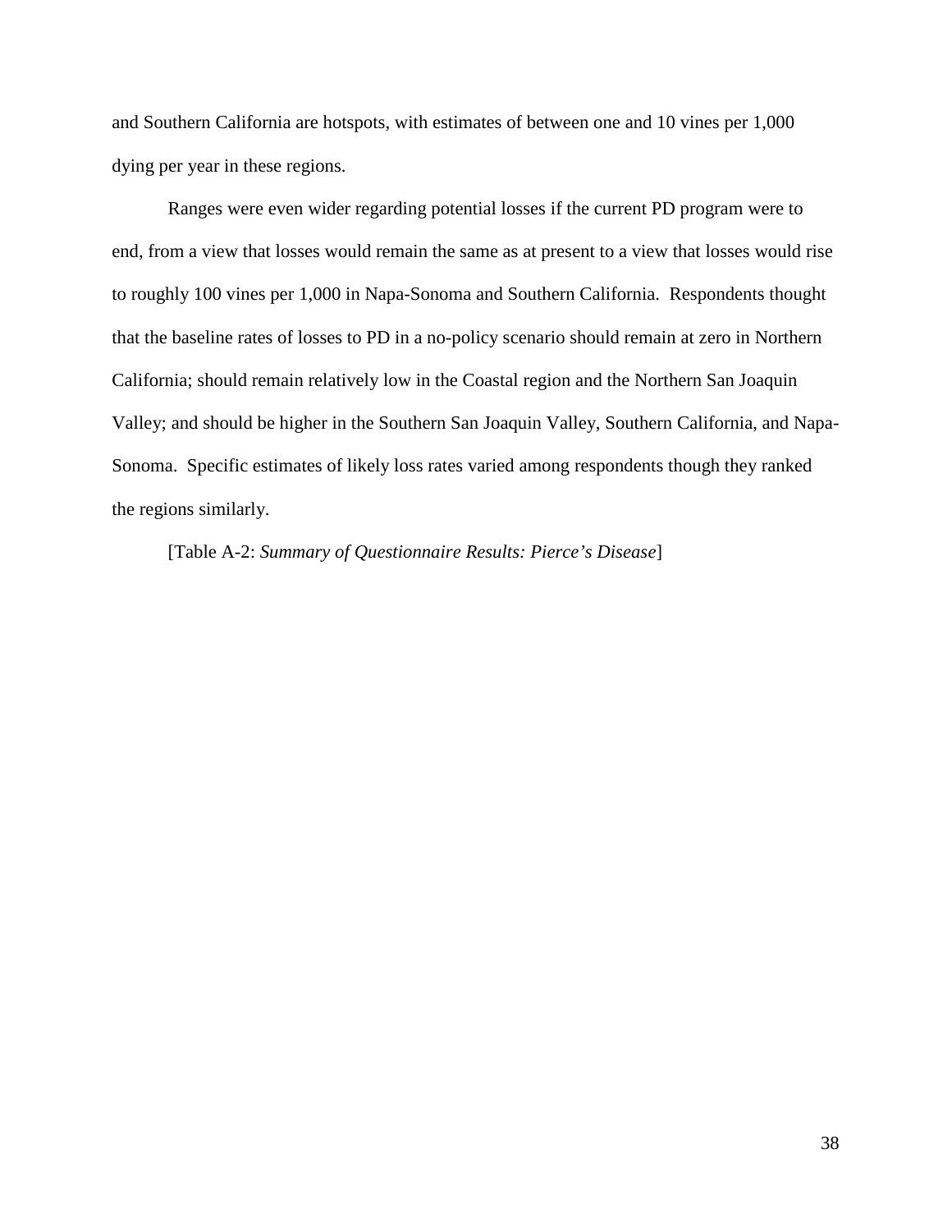and Southern California are hotspots, with estimates of between one and 10 vines per 1,000 dying per year in these regions.

Ranges were even wider regarding potential losses if the current PD program were to end, from a view that losses would remain the same as at present to a view that losses would rise to roughly 100 vines per 1,000 in Napa-Sonoma and Southern California. Respondents thought that the baseline rates of losses to PD in a no-policy scenario should remain at zero in Northern California; should remain relatively low in the Coastal region and the Northern San Joaquin Valley; and should be higher in the Southern San Joaquin Valley, Southern California, and Napa-Sonoma. Specific estimates of likely loss rates varied among respondents though they ranked the regions similarly.

[Table A-2: *Summary of Questionnaire Results: Pierce's Disease*]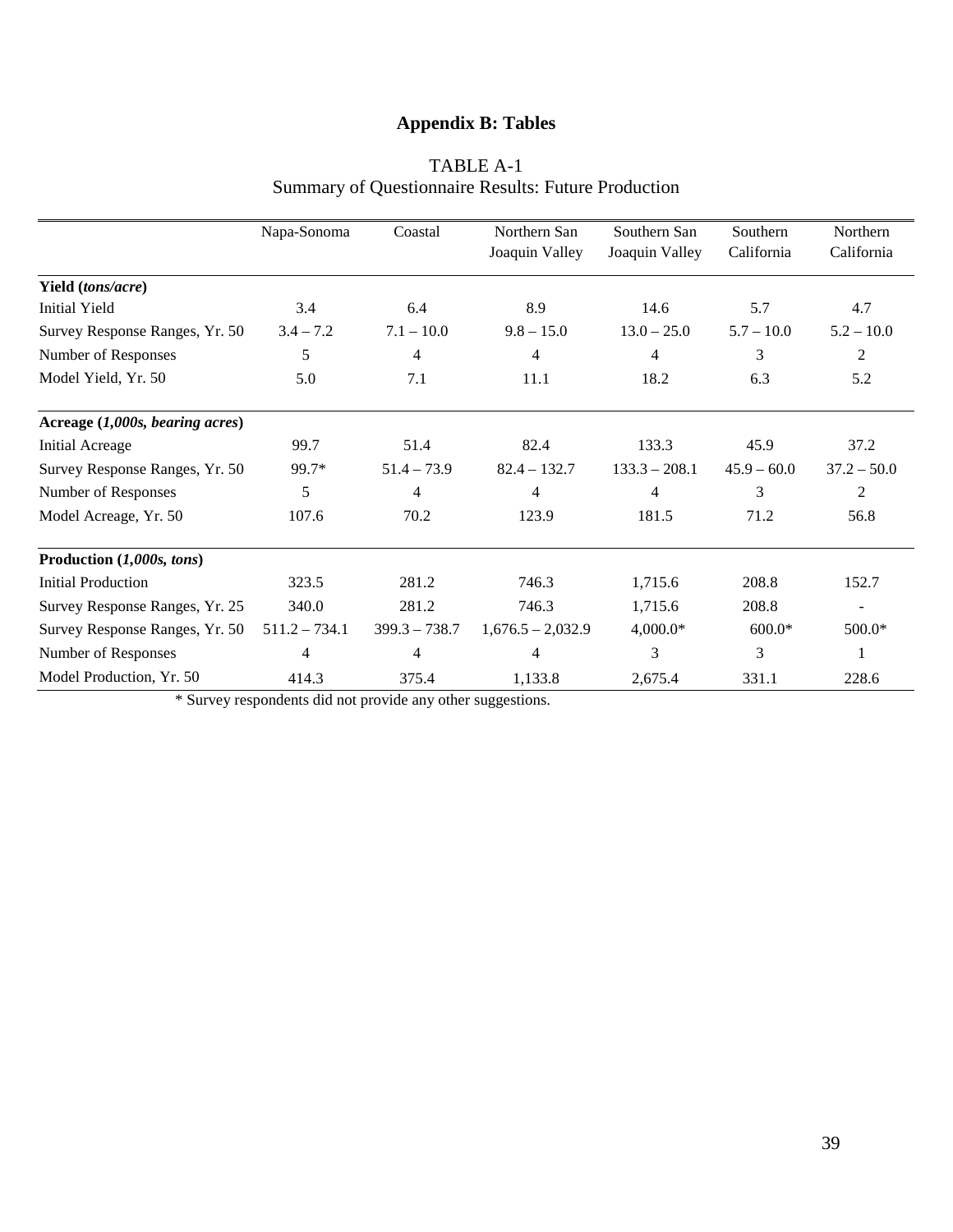## Appendix B: Tables

TABLE A-1
Summary of Questionnaire Results: Future Production

| | Napa-Sonoma | Coastal | Northern San Joaquin Valley | Southern San Joaquin Valley | Southern California | Northern California |
|---|---|---|---|---|---|---|
| **Yield (*tons/acre*)** | | | | | | |
| Initial Yield | 3.4 | 6.4 | 8.9 | 14.6 | 5.7 | 4.7 |
| Survey Response Ranges, Yr. 50 | 3.4 – 7.2 | 7.1 – 10.0 | 9.8 – 15.0 | 13.0 – 25.0 | 5.7 – 10.0 | 5.2 – 10.0 |
| Number of Responses | 5 | 4 | 4 | 4 | 3 | 2 |
| Model Yield, Yr. 50 | 5.0 | 7.1 | 11.1 | 18.2 | 6.3 | 5.2 |
| **Acreage (*1,000s, bearing acres*)** | | | | | | |
| Initial Acreage | 99.7 | 51.4 | 82.4 | 133.3 | 45.9 | 37.2 |
| Survey Response Ranges, Yr. 50 | 99.7* | 51.4 – 73.9 | 82.4 – 132.7 | 133.3 – 208.1 | 45.9 – 60.0 | 37.2 – 50.0 |
| Number of Responses | 5 | 4 | 4 | 4 | 3 | 2 |
| Model Acreage, Yr. 50 | 107.6 | 70.2 | 123.9 | 181.5 | 71.2 | 56.8 |
| **Production (*1,000s, tons*)** | | | | | | |
| Initial Production | 323.5 | 281.2 | 746.3 | 1,715.6 | 208.8 | 152.7 |
| Survey Response Ranges, Yr. 25 | 340.0 | 281.2 | 746.3 | 1,715.6 | 208.8 | - |
| Survey Response Ranges, Yr. 50 | 511.2 – 734.1 | 399.3 – 738.7 | 1,676.5 – 2,032.9 | 4,000.0* | 600.0* | 500.0* |
| Number of Responses | 4 | 4 | 4 | 3 | 3 | 1 |
| Model Production, Yr. 50 | 414.3 | 375.4 | 1,133.8 | 2,675.4 | 331.1 | 228.6 |

\* Survey respondents did not provide any other suggestions.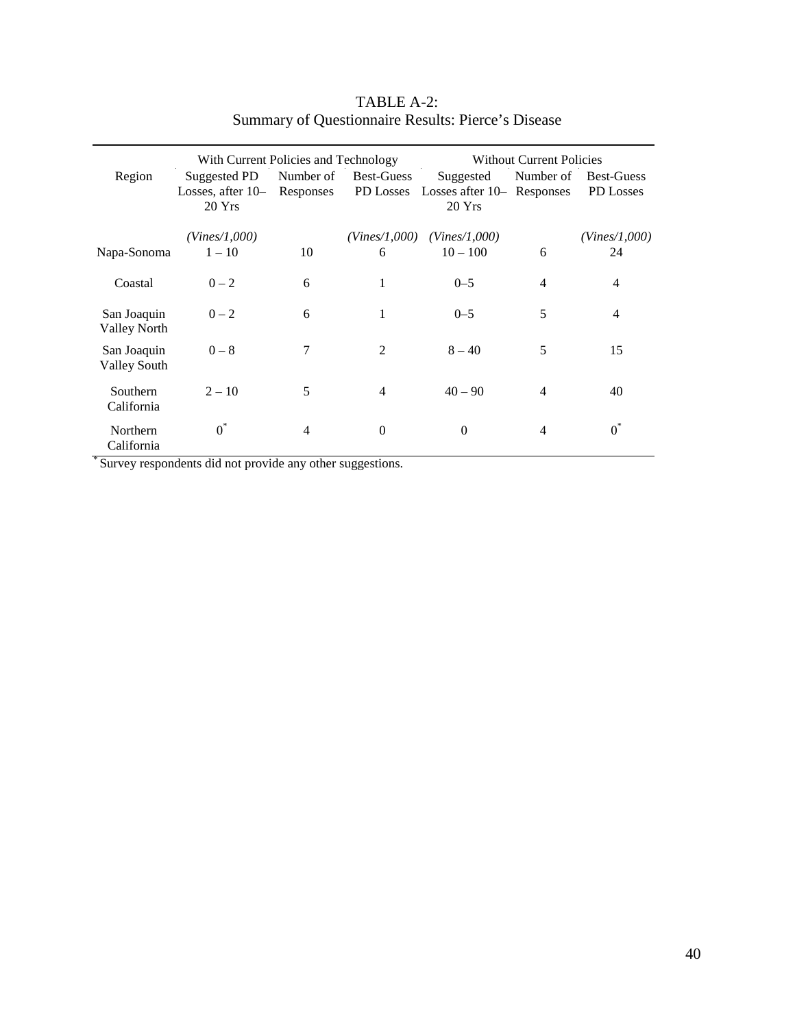TABLE A-2:
Summary of Questionnaire Results: Pierce's Disease

| Region | With Current Policies and Technology | | | Without Current Policies | | |
|---|---|---|---|---|---|---|
| | Suggested PD Losses, after 10–20 Yrs | Number of Responses | Best-Guess PD Losses | Suggested Losses after 10–20 Yrs | Number of Responses | Best-Guess PD Losses |
| | *(Vines/1,000)* | | *(Vines/1,000)* | *(Vines/1,000)* | | *(Vines/1,000)* |
| Napa-Sonoma | 1 – 10 | 10 | 6 | 10 – 100 | 6 | 24 |
| Coastal | 0 – 2 | 6 | 1 | 0–5 | 4 | 4 |
| San Joaquin Valley North | 0 – 2 | 6 | 1 | 0–5 | 5 | 4 |
| San Joaquin Valley South | 0 – 8 | 7 | 2 | 8 – 40 | 5 | 15 |
| Southern California | 2 – 10 | 5 | 4 | 40 – 90 | 4 | 40 |
| Northern California | 0* | 4 | 0 | 0 | 4 | 0* |

* Survey respondents did not provide any other suggestions.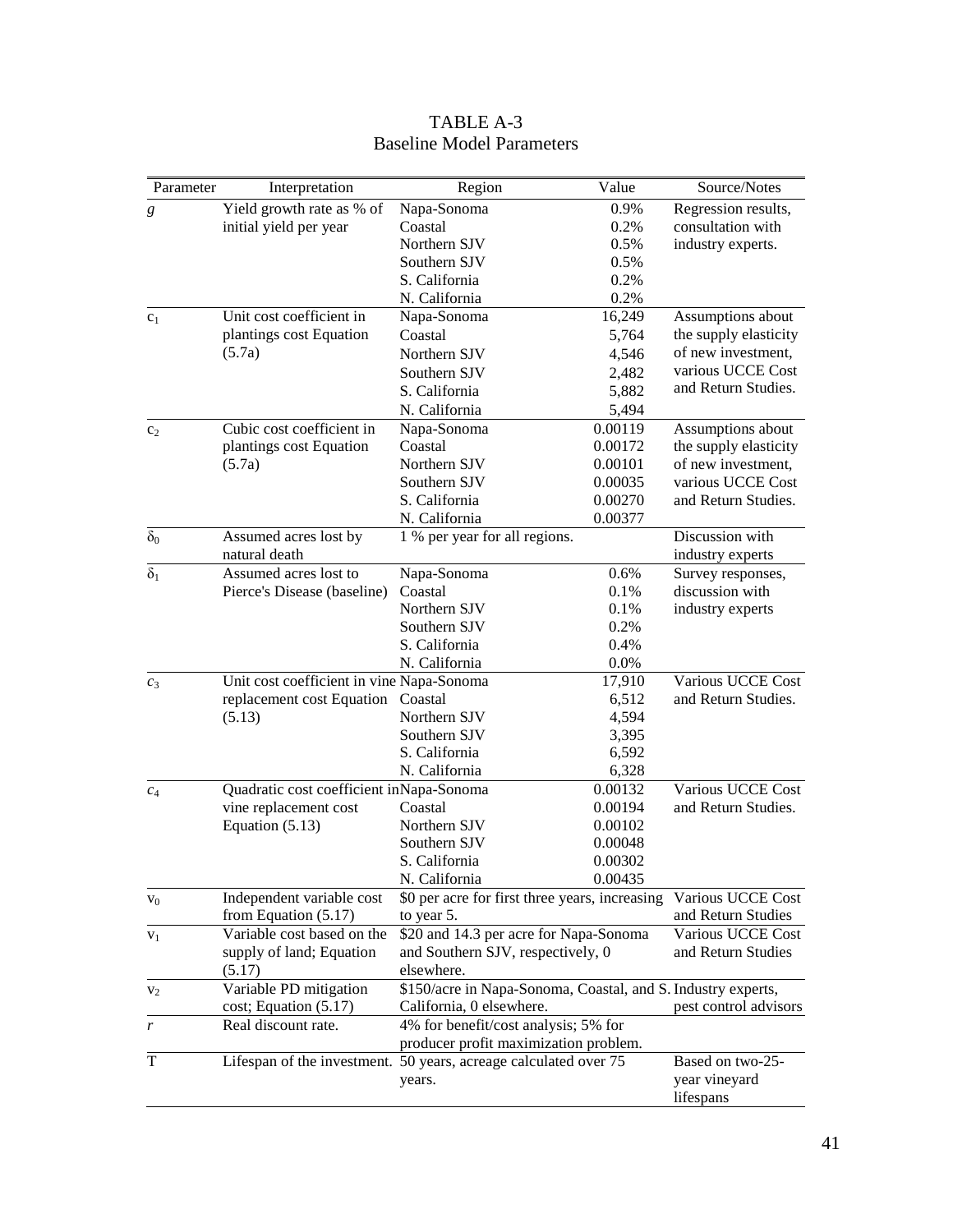# TABLE A-3
## Baseline Model Parameters

| Parameter | Interpretation | Region | Value | Source/Notes |
|---|---|---|---|---|
| $g$ | Yield growth rate as % of initial yield per year | Napa-Sonoma | 0.9% | Regression results, consultation with industry experts. |
| | | Coastal | 0.2% | |
| | | Northern SJV | 0.5% | |
| | | Southern SJV | 0.5% | |
| | | S. California | 0.2% | |
| | | N. California | 0.2% | |
| $c_1$ | Unit cost coefficient in plantings cost Equation (5.7a) | Napa-Sonoma | 16,249 | Assumptions about the supply elasticity of new investment, various UCCE Cost and Return Studies. |
| | | Coastal | 5,764 | |
| | | Northern SJV | 4,546 | |
| | | Southern SJV | 2,482 | |
| | | S. California | 5,882 | |
| | | N. California | 5,494 | |
| $c_2$ | Cubic cost coefficient in plantings cost Equation (5.7a) | Napa-Sonoma | 0.00119 | Assumptions about the supply elasticity of new investment, various UCCE Cost and Return Studies. |
| | | Coastal | 0.00172 | |
| | | Northern SJV | 0.00101 | |
| | | Southern SJV | 0.00035 | |
| | | S. California | 0.00270 | |
| | | N. California | 0.00377 | |
| $\delta_0$ | Assumed acres lost by natural death | 1 % per year for all regions. | | Discussion with industry experts |
| $\delta_1$ | Assumed acres lost to Pierce's Disease (baseline) | Napa-Sonoma | 0.6% | Survey responses, discussion with industry experts |
| | | Coastal | 0.1% | |
| | | Northern SJV | 0.1% | |
| | | Southern SJV | 0.2% | |
| | | S. California | 0.4% | |
| | | N. California | 0.0% | |
| $c_3$ | Unit cost coefficient in vine replacement cost Equation (5.13) | Napa-Sonoma | 17,910 | Various UCCE Cost and Return Studies. |
| | | Coastal | 6,512 | |
| | | Northern SJV | 4,594 | |
| | | Southern SJV | 3,395 | |
| | | S. California | 6,592 | |
| | | N. California | 6,328 | |
| $c_4$ | Quadratic cost coefficient in vine replacement cost Equation (5.13) | Napa-Sonoma | 0.00132 | Various UCCE Cost and Return Studies. |
| | | Coastal | 0.00194 | |
| | | Northern SJV | 0.00102 | |
| | | Southern SJV | 0.00048 | |
| | | S. California | 0.00302 | |
| | | N. California | 0.00435 | |
| $v_0$ | Independent variable cost from Equation (5.17) | \$0 per acre for first three years, increasing to year 5. | | Various UCCE Cost and Return Studies |
| $v_1$ | Variable cost based on the supply of land; Equation (5.17) | \$20 and 14.3 per acre for Napa-Sonoma and Southern SJV, respectively, 0 elsewhere. | | Various UCCE Cost and Return Studies |
| $v_2$ | Variable PD mitigation cost; Equation (5.17) | \$150/acre in Napa-Sonoma, Coastal, and S. California, 0 elsewhere. | | Industry experts, pest control advisors |
| $r$ | Real discount rate. | 4% for benefit/cost analysis; 5% for producer profit maximization problem. | | |
| T | Lifespan of the investment. | 50 years, acreage calculated over 75 years. | | Based on two-25-year vineyard lifespans |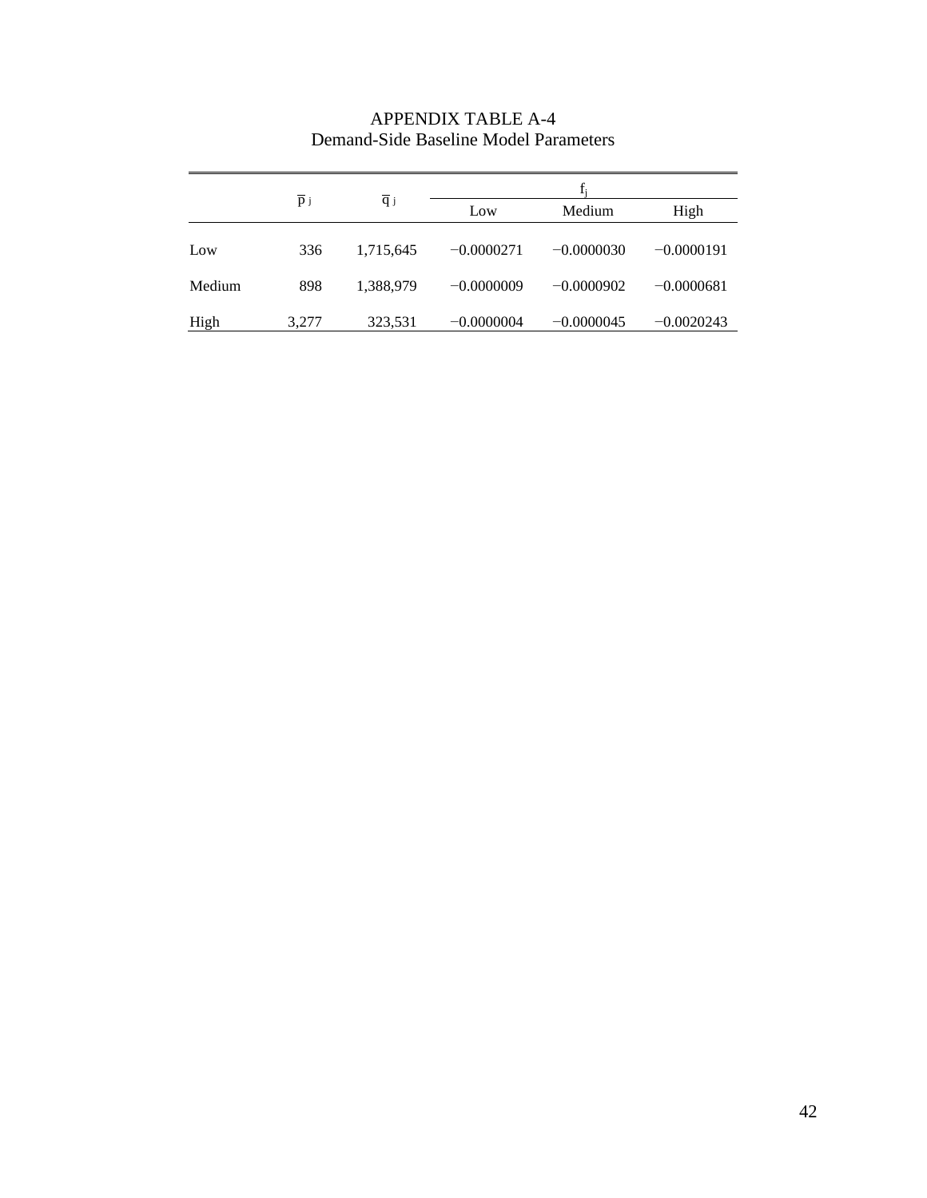# APPENDIX TABLE A-4
## Demand-Side Baseline Model Parameters

| | $\overline{p}_j$ | $\overline{q}_j$ | $f_j$ | | |
|---|---|---|---|---|---|
| | | | Low | Medium | High |
| Low | 336 | 1,715,645 | −0.0000271 | −0.0000030 | −0.0000191 |
| Medium | 898 | 1,388,979 | −0.0000009 | −0.0000902 | −0.0000681 |
| High | 3,277 | 323,531 | −0.0000004 | −0.0000045 | −0.0020243 |